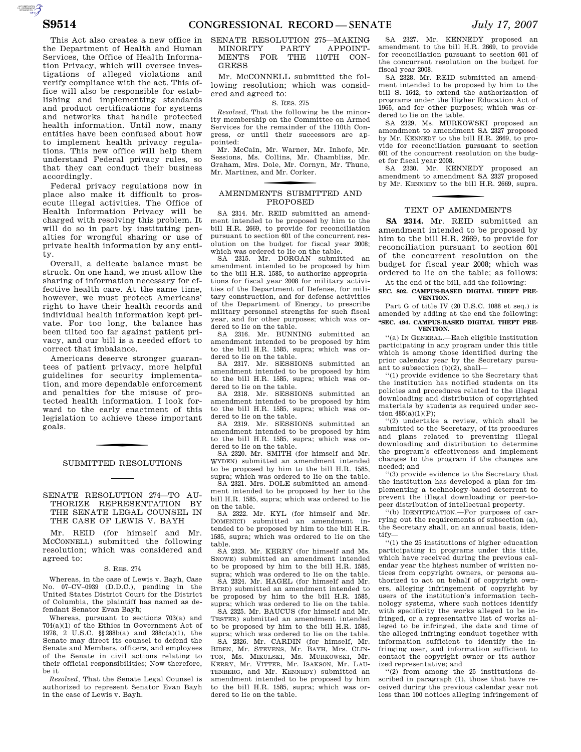This Act also creates a new office in the Department of Health and Human Services, the Office of Health Information Privacy, which will oversee investigations of alleged violations and verify compliance with the act. This office will also be responsible for establishing and implementing standards and product certifications for systems and networks that handle protected health information. Until now, many entities have been confused about how to implement health privacy regulations. This new office will help them understand Federal privacy rules, so that they can conduct their business accordingly.

Federal privacy regulations now in place also make it difficult to prosecute illegal activities. The Office of Health Information Privacy will be charged with resolving this problem. It will do so in part by instituting penalties for wrongful sharing or use of private health information by any entity.

Overall, a delicate balance must be struck. On one hand, we must allow the sharing of information necessary for effective health care. At the same time, however, we must protect Americans' right to have their health records and individual health information kept private. For too long, the balance has been tilted too far against patient privacy, and our bill is a needed effort to correct that imbalance.

Americans deserve stronger guarantees of patient privacy, more helpful guidelines for security implementation, and more dependable enforcement and penalties for the misuse of protected health information. I look forward to the early enactment of this legislation to achieve these important goals.

## SUBMITTED RESOLUTIONS

### SENATE RESOLUTION 274—TO AUTHORIZE REPRESENTATION BY THE SENATE LEGAL COUNSEL IN THE CASE OF LEWIS V. BAYH

Mr. REID (for himself and Mr. MCCONNELL) submitted the following resolution; which was considered and agreed to:

S. RES. 274

Whereas, in the case of Lewis v. Bayh, Case No. 07–CV–0939 (D.D.C.), pending in the United States District Court for the District of Columbia, the plaintiff has named as defendant Senator Evan Bayh;

Whereas, pursuant to sections 703(a) and 704(a)(1) of the Ethics in Government Act of 1978, 2 U.S.C. §§288b(a) and 288c(a)(1), the Senate may direct its counsel to defend the Senate and Members, officers, and employees of the Senate in civil actions relating to their official responsibilities; Now therefore, be it

*Resolved*, That the Senate Legal Counsel is authorized to represent Senator Evan Bayh in the case of Lewis v. Bayh.

### SENATE RESOLUTION 275—MAKING MINORITY PARTY APPOINTMENTS FOR THE 110TH CONGRESS

Mr. MCCONNELL submitted the following resolution; which was considered and agreed to:

S. RES. 275

*Resolved*, That the following be the minority membership on the Committee on Armed Services for the remainder of the 110th Congress, or until their successors are appointed:

Mr. McCain, Mr. Warner, Mr. Inhofe, Mr. Sessions, Ms. Collins, Mr. Chambliss, Mr. Graham, Mrs. Dole, Mr. Cornyn, Mr. Thune, Mr. Martinez, and Mr. Corker.

## AMENDMENTS SUBMITTED AND PROPOSED

SA 2314. Mr. REID submitted an amendment intended to be proposed by him to the bill H.R. 2669, to provide for reconciliation pursuant to section 601 of the concurrent resolution on the budget for fiscal year 2008; which was ordered to lie on the table.

SA 2315. Mr. DORGAN submitted an amendment intended to be proposed by him to the bill H.R. 1585, to authorize appropriations for fiscal year 2008 for military activities of the Department of Defense, for military construction, and for defense activities of the Department of Energy, to prescribe military personnel strengths for such fiscal year, and for other purposes; which was ordered to lie on the table.

SA 2316. Mr. BUNNING submitted an amendment intended to be proposed by him to the bill H.R. 1585, supra; which was ordered to lie on the table.

SA 2317. Mr. SESSIONS submitted an amendment intended to be proposed by him to the bill H.R. 1585, supra; which was ordered to lie on the table.

SA 2318. Mr. SESSIONS submitted an amendment intended to be proposed by him to the bill H.R. 1585, supra; which was ordered to lie on the table.

SA 2319. Mr. SESSIONS submitted an amendment intended to be proposed by him to the bill H.R. 1585, supra; which was ordered to lie on the table.

SA 2320. Mr. SMITH (for himself and Mr. WYDEN) submitted an amendment intended to be proposed by him to the bill H.R. 1585, supra; which was ordered to lie on the table.

SA 2321. Mrs. DOLE submitted an amendment intended to be proposed by her to the bill H.R. 1585, supra; which was ordered to lie on the table.

SA 2322. Mr. KYL (for himself and Mr. DOMENICI) submitted an amendment intended to be proposed by him to the bill H.R. 1585, supra; which was ordered to lie on the table.

SA 2323. Mr. KERRY (for himself and Ms. SNOWE) submitted an amendment intended to be proposed by him to the bill H.R. 1585, supra; which was ordered to lie on the table.

SA 2324. Mr. HAGEL (for himself and Mr. BYRD) submitted an amendment intended to be proposed by him to the bill H.R. 1585, supra; which was ordered to lie on the table.

SA 2325. Mr. BAUCUS (for himself and Mr. TESTER) submitted an amendment intended to be proposed by him to the bill H.R. 1585, supra; which was ordered to lie on the table.

SA 2326. Mr. CARDIN (for himself, Mr. BIDEN, Mr. STEVENS, Mr. BAYH, Mrs. CLINTON, Ms. MIKULSKI, Ms. MURKOWSKI, Mr. KERRY, Mr. VITTER, Mr. ISAKSON, Mr. LAUTENBERG, and Mr. KENNEDY) submitted an amendment intended to be proposed by him to the bill H.R. 1585, supra; which was ordered to lie on the table.

SA 2327. Mr. KENNEDY proposed an amendment to the bill H.R. 2669, to provide for reconciliation pursuant to section 601 of the concurrent resolution on the budget for fiscal year 2008.

SA 2328. Mr. REID submitted an amendment intended to be proposed by him to the bill S. 1642, to extend the authorization of programs under the Higher Education Act of 1965, and for other purposes; which was ordered to lie on the table.

SA 2329. Ms. MURKOWSKI proposed an amendment to amendment SA 2327 proposed by Mr. KENNEDY to the bill H.R. 2669, to provide for reconciliation pursuant to section 601 of the concurrent resolution on the budget for fiscal year 2008.

SA 2330. Mr. KENNEDY proposed an amendment to amendment SA 2327 proposed by Mr. KENNEDY to the bill H.R. 2669, supra.

## TEXT OF AMENDMENTS

**SA 2314.** Mr. REID submitted an amendment intended to be proposed by him to the bill H.R. 2669, to provide for reconciliation pursuant to section 601 of the concurrent resolution on the budget for fiscal year 2008; which was ordered to lie on the table; as follows:

At the end of the bill, add the following:

**SEC. 802. CAMPUS-BASED DIGITAL THEFT PREVENTION.**

Part G of title IV (20 U.S.C. 1088 et seq.) is amended by adding at the end the following:

**"SEC. 494. CAMPUS-BASED DIGITAL THEFT PREVENTION.**

"(a) IN GENERAL.—Each eligible institution participating in any program under this title which is among those identified during the prior calendar year by the Secretary pursuant to subsection (b)(2), shall—

"(1) provide evidence to the Secretary that the institution has notified students on its policies and procedures related to the illegal downloading and distribution of copyrighted materials by students as required under section 485(a)(1)(P);

"(2) undertake a review, which shall be submitted to the Secretary, of its procedures and plans related to preventing illegal downloading and distribution to determine the program's effectiveness and implement changes to the program if the changes are needed; and

"(3) provide evidence to the Secretary that the institution has developed a plan for implementing a technology-based deterrent to prevent the illegal downloading or peer-to-peer distribution of intellectual property.

"(b) IDENTIFICATION.—For purposes of carrying out the requirements of subsection (a), the Secretary shall, on an annual basis, identify—

"(1) the 25 institutions of higher education participating in programs under this title, which have received during the previous calendar year the highest number of written notices from copyright owners, or persons authorized to act on behalf of copyright owners, alleging infringement of copyright by users of the institution's information technology systems, where such notices identify with specificity the works alleged to be infringed, or a representative list of works alleged to be infringed, the date and time of the alleged infringing conduct together with information sufficient to identify the infringing user, and information sufficient to contact the copyright owner or its authorized representative; and

"(2) from among the 25 institutions described in paragraph (1), those that have received during the previous calendar year not less than 100 notices alleging infringement of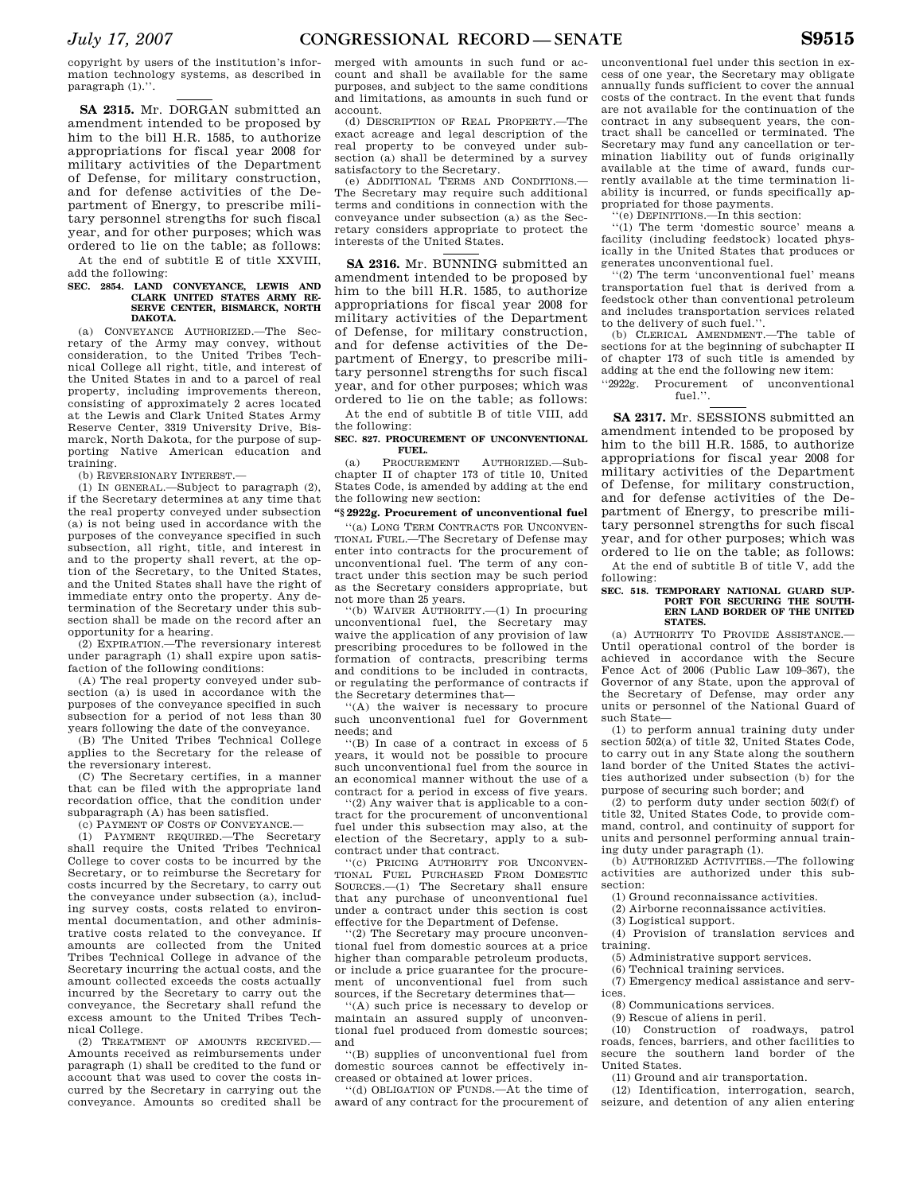copyright by users of the institution's information technology systems, as described in paragraph (1).''.

---

**SA 2315.** Mr. DORGAN submitted an amendment intended to be proposed by him to the bill H.R. 1585, to authorize appropriations for fiscal year 2008 for military activities of the Department of Defense, for military construction, and for defense activities of the Department of Energy, to prescribe military personnel strengths for such fiscal year, and for other purposes; which was ordered to lie on the table; as follows:

At the end of subtitle E of title XXVIII, add the following:

**SEC. 2854. LAND CONVEYANCE, LEWIS AND CLARK UNITED STATES ARMY RESERVE CENTER, BISMARCK, NORTH DAKOTA.**

(a) CONVEYANCE AUTHORIZED.—The Secretary of the Army may convey, without consideration, to the United Tribes Technical College all right, title, and interest of the United States in and to a parcel of real property, including improvements thereon, consisting of approximately 2 acres located at the Lewis and Clark United States Army Reserve Center, 3319 University Drive, Bismarck, North Dakota, for the purpose of supporting Native American education and training.

(b) REVERSIONARY INTEREST.—

(1) IN GENERAL.—Subject to paragraph (2), if the Secretary determines at any time that the real property conveyed under subsection (a) is not being used in accordance with the purposes of the conveyance specified in such subsection, all right, title, and interest in and to the property shall revert, at the option of the Secretary, to the United States, and the United States shall have the right of immediate entry onto the property. Any determination of the Secretary under this subsection shall be made on the record after an opportunity for a hearing.

(2) EXPIRATION.—The reversionary interest under paragraph (1) shall expire upon satisfaction of the following conditions:

(A) The real property conveyed under subsection (a) is used in accordance with the purposes of the conveyance specified in such subsection for a period of not less than 30 years following the date of the conveyance.

(B) The United Tribes Technical College applies to the Secretary for the release of the reversionary interest.

(C) The Secretary certifies, in a manner that can be filed with the appropriate land recordation office, that the condition under subparagraph (A) has been satisfied.

(c) PAYMENT OF COSTS OF CONVEYANCE.—

(1) PAYMENT REQUIRED.—The Secretary shall require the United Tribes Technical College to cover costs to be incurred by the Secretary, or to reimburse the Secretary for costs incurred by the Secretary, to carry out the conveyance under subsection (a), including survey costs, costs related to environmental documentation, and other administrative costs related to the conveyance. If amounts are collected from the United Tribes Technical College in advance of the Secretary incurring the actual costs, and the amount collected exceeds the costs actually incurred by the Secretary to carry out the conveyance, the Secretary shall refund the excess amount to the United Tribes Technical College.

(2) TREATMENT OF AMOUNTS RECEIVED.—Amounts received as reimbursements under paragraph (1) shall be credited to the fund or account that was used to cover the costs incurred by the Secretary in carrying out the conveyance. Amounts so credited shall be merged with amounts in such fund or account and shall be available for the same purposes, and subject to the same conditions and limitations, as amounts in such fund or account.

(d) DESCRIPTION OF REAL PROPERTY.—The exact acreage and legal description of the real property to be conveyed under subsection (a) shall be determined by a survey satisfactory to the Secretary.

(e) ADDITIONAL TERMS AND CONDITIONS.—The Secretary may require such additional terms and conditions in connection with the conveyance under subsection (a) as the Secretary considers appropriate to protect the interests of the United States.

---

**SA 2316.** Mr. BUNNING submitted an amendment intended to be proposed by him to the bill H.R. 1585, to authorize appropriations for fiscal year 2008 for military activities of the Department of Defense, for military construction, and for defense activities of the Department of Energy, to prescribe military personnel strengths for such fiscal year, and for other purposes; which was ordered to lie on the table; as follows:

At the end of subtitle B of title VIII, add the following:

**SEC. 827. PROCUREMENT OF UNCONVENTIONAL FUEL.**

(a) PROCUREMENT AUTHORIZED.—Subchapter II of chapter 173 of title 10, United States Code, is amended by adding at the end the following new section:

**''§ 2922g. Procurement of unconventional fuel**

''(a) LONG TERM CONTRACTS FOR UNCONVENTIONAL FUEL.—The Secretary of Defense may enter into contracts for the procurement of unconventional fuel. The term of any contract under this section may be such period as the Secretary considers appropriate, but not more than 25 years.

''(b) WAIVER AUTHORITY.—(1) In procuring unconventional fuel, the Secretary may waive the application of any provision of law prescribing procedures to be followed in the formation of contracts, prescribing terms and conditions to be included in contracts, or regulating the performance of contracts if the Secretary determines that—

''(A) the waiver is necessary to procure such unconventional fuel for Government needs; and

''(B) In case of a contract in excess of 5 years, it would not be possible to procure such unconventional fuel from the source in an economical manner without the use of a contract for a period in excess of five years.

''(2) Any waiver that is applicable to a contract for the procurement of unconventional fuel under this subsection may also, at the election of the Secretary, apply to a subcontract under that contract.

''(c) PRICING AUTHORITY FOR UNCONVENTIONAL FUEL PURCHASED FROM DOMESTIC SOURCES.—(1) The Secretary shall ensure that any purchase of unconventional fuel under a contract under this section is cost effective for the Department of Defense.

''(2) The Secretary may procure unconventional fuel from domestic sources at a price higher than comparable petroleum products, or include a price guarantee for the procurement of unconventional fuel from such sources, if the Secretary determines that—

''(A) such price is necessary to develop or maintain an assured supply of unconventional fuel produced from domestic sources; and

''(B) supplies of unconventional fuel from domestic sources cannot be effectively increased or obtained at lower prices.

''(d) OBLIGATION OF FUNDS.—At the time of award of any contract for the procurement of unconventional fuel under this section in excess of one year, the Secretary may obligate annually funds sufficient to cover the annual costs of the contract. In the event that funds are not available for the continuation of the contract in any subsequent years, the contract shall be cancelled or terminated. The Secretary may fund any cancellation or termination liability out of funds originally available at the time of award, funds currently available at the time termination liability is incurred, or funds specifically appropriated for those payments.

''(e) DEFINITIONS.—In this section:

''(1) The term 'domestic source' means a facility (including feedstock) located physically in the United States that produces or generates unconventional fuel.

''(2) The term 'unconventional fuel' means transportation fuel that is derived from a feedstock other than conventional petroleum and includes transportation services related to the delivery of such fuel.''.

(b) CLERICAL AMENDMENT.—The table of sections for at the beginning of subchapter II of chapter 173 of such title is amended by adding at the end the following new item:

''2922g. Procurement of unconventional fuel.''.

---

**SA 2317.** Mr. SESSIONS submitted an amendment intended to be proposed by him to the bill H.R. 1585, to authorize appropriations for fiscal year 2008 for military activities of the Department of Defense, for military construction, and for defense activities of the Department of Energy, to prescribe military personnel strengths for such fiscal year, and for other purposes; which was ordered to lie on the table; as follows:

At the end of subtitle B of title V, add the following:

**SEC. 518. TEMPORARY NATIONAL GUARD SUPPORT FOR SECURING THE SOUTHERN LAND BORDER OF THE UNITED STATES.**

(a) AUTHORITY TO PROVIDE ASSISTANCE.—Until operational control of the border is achieved in accordance with the Secure Fence Act of 2006 (Public Law 109–367), the Governor of any State, upon the approval of the Secretary of Defense, may order any units or personnel of the National Guard of such State—

(1) to perform annual training duty under section 502(a) of title 32, United States Code, to carry out in any State along the southern land border of the United States the activities authorized under subsection (b) for the purpose of securing such border; and

(2) to perform duty under section 502(f) of title 32, United States Code, to provide command, control, and continuity of support for units and personnel performing annual training duty under paragraph (1).

(b) AUTHORIZED ACTIVITIES.—The following activities are authorized under this subsection:

(1) Ground reconnaissance activities.

(2) Airborne reconnaissance activities.

(3) Logistical support.

(4) Provision of translation services and training.

(5) Administrative support services.

(6) Technical training services.

(7) Emergency medical assistance and services.

(8) Communications services.

(9) Rescue of aliens in peril.

(10) Construction of roadways, patrol roads, fences, barriers, and other facilities to secure the southern land border of the United States.

(11) Ground and air transportation.

(12) Identification, interrogation, search, seizure, and detention of any alien entering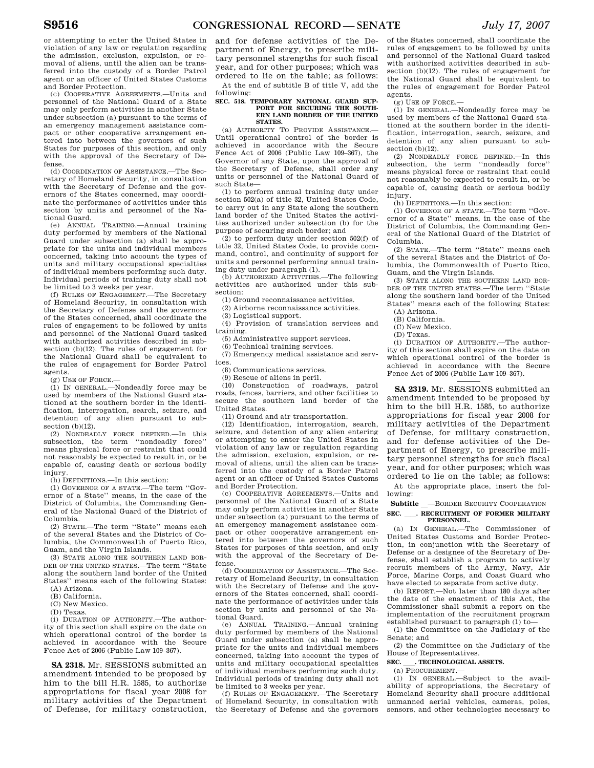or attempting to enter the United States in violation of any law or regulation regarding the admission, exclusion, expulsion, or removal of aliens, until the alien can be transferred into the custody of a Border Patrol agent or an officer of United States Customs and Border Protection.

(c) COOPERATIVE AGREEMENTS.—Units and personnel of the National Guard of a State may only perform activities in another State under subsection (a) pursuant to the terms of an emergency management assistance compact or other cooperative arrangement entered into between the governors of such States for purposes of this section, and only with the approval of the Secretary of Defense.

(d) COORDINATION OF ASSISTANCE.—The Secretary of Homeland Security, in consultation with the Secretary of Defense and the governors of the States concerned, may coordinate the performance of activities under this section by units and personnel of the National Guard.

(e) ANNUAL TRAINING.—Annual training duty performed by members of the National Guard under subsection (a) shall be appropriate for the units and individual members concerned, taking into account the types of units and military occupational specialties of individual members performing such duty. Individual periods of training duty shall not be limited to 3 weeks per year.

(f) RULES OF ENGAGEMENT.—The Secretary of Homeland Security, in consultation with the Secretary of Defense and the governors of the States concerned, shall coordinate the rules of engagement to be followed by units and personnel of the National Guard tasked with authorized activities described in subsection (b)(12). The rules of engagement for the National Guard shall be equivalent to the rules of engagement for Border Patrol agents.

(g) USE OF FORCE.—

(1) IN GENERAL.—Nondeadly force may be used by members of the National Guard stationed at the southern border in the identification, interrogation, search, seizure, and detention of any alien pursuant to subsection (b)(12).

(2) NONDEADLY FORCE DEFINED.—In this subsection, the term ''nondeadly force'' means physical force or restraint that could not reasonably be expected to result in, or be capable of, causing death or serious bodily injury.

(h) DEFINITIONS.—In this section:

(1) GOVERNOR OF A STATE.—The term ''Governor of a State'' means, in the case of the District of Columbia, the Commanding General of the National Guard of the District of Columbia.

(2) STATE.—The term ''State'' means each of the several States and the District of Columbia, the Commonwealth of Puerto Rico, Guam, and the Virgin Islands.

(3) STATE ALONG THE SOUTHERN LAND BORDER OF THE UNITED STATES.—The term ''State along the southern land border of the United States'' means each of the following States:

(A) Arizona.

(B) California.

(C) New Mexico.

(D) Texas.

(i) DURATION OF AUTHORITY.—The authority of this section shall expire on the date on which operational control of the border is achieved in accordance with the Secure Fence Act of 2006 (Public Law 109–367).

**SA 2318.** Mr. SESSIONS submitted an amendment intended to be proposed by him to the bill H.R. 1585, to authorize appropriations for fiscal year 2008 for military activities of the Department of Defense, for military construction, and for defense activities of the Department of Energy, to prescribe military personnel strengths for such fiscal year, and for other purposes; which was ordered to lie on the table; as follows:

At the end of subtitle B of title V, add the following:

**SEC. 518. TEMPORARY NATIONAL GUARD SUPPORT FOR SECURING THE SOUTHERN LAND BORDER OF THE UNITED STATES.**

(a) AUTHORITY TO PROVIDE ASSISTANCE.—Until operational control of the border is achieved in accordance with the Secure Fence Act of 2006 (Public Law 109–367), the Governor of any State, upon the approval of the Secretary of Defense, shall order any units or personnel of the National Guard of such State—

(1) to perform annual training duty under section 502(a) of title 32, United States Code, to carry out in any State along the southern land border of the United States the activities authorized under subsection (b) for the purpose of securing such border; and

(2) to perform duty under section 502(f) of title 32, United States Code, to provide command, control, and continuity of support for units and personnel performing annual training duty under paragraph (1).

(b) AUTHORIZED ACTIVITIES.—The following activities are authorized under this subsection:

(1) Ground reconnaissance activities.

(2) Airborne reconnaissance activities.

(3) Logistical support.

(4) Provision of translation services and training.

(5) Administrative support services.

(6) Technical training services.

(7) Emergency medical assistance and services.

(8) Communications services.

(9) Rescue of aliens in peril.

(10) Construction of roadways, patrol roads, fences, barriers, and other facilities to secure the southern land border of the United States.

(11) Ground and air transportation.

(12) Identification, interrogation, search, seizure, and detention of any alien entering or attempting to enter the United States in violation of any law or regulation regarding the admission, exclusion, expulsion, or removal of aliens, until the alien can be transferred into the custody of a Border Patrol agent or an officer of United States Customs and Border Protection.

(c) COOPERATIVE AGREEMENTS.—Units and personnel of the National Guard of a State may only perform activities in another State under subsection (a) pursuant to the terms of an emergency management assistance compact or other cooperative arrangement entered into between the governors of such States for purposes of this section, and only with the approval of the Secretary of Defense.

(d) COORDINATION OF ASSISTANCE.—The Secretary of Homeland Security, in consultation with the Secretary of Defense and the governors of the States concerned, shall coordinate the performance of activities under this section by units and personnel of the National Guard.

(e) ANNUAL TRAINING.—Annual training duty performed by members of the National Guard under subsection (a) shall be appropriate for the units and individual members concerned, taking into account the types of units and military occupational specialties of individual members performing such duty. Individual periods of training duty shall not be limited to 3 weeks per year.

(f) RULES OF ENGAGEMENT.—The Secretary of Homeland Security, in consultation with the Secretary of Defense and the governors of the States concerned, shall coordinate the rules of engagement to be followed by units and personnel of the National Guard tasked with authorized activities described in subsection (b)(12). The rules of engagement for the National Guard shall be equivalent to the rules of engagement for Border Patrol agents.

(g) USE OF FORCE.—

(1) IN GENERAL.—Nondeadly force may be used by members of the National Guard stationed at the southern border in the identification, interrogation, search, seizure, and detention of any alien pursuant to subsection (b)(12).

(2) NONDEADLY FORCE DEFINED.—In this subsection, the term ''nondeadly force'' means physical force or restraint that could not reasonably be expected to result in, or be capable of, causing death or serious bodily injury.

(h) DEFINITIONS.—In this section:

(1) GOVERNOR OF A STATE.—The term ''Governor of a State'' means, in the case of the District of Columbia, the Commanding General of the National Guard of the District of Columbia.

(2) STATE.—The term ''State'' means each of the several States and the District of Columbia, the Commonwealth of Puerto Rico, Guam, and the Virgin Islands.

(3) STATE ALONG THE SOUTHERN LAND BORDER OF THE UNITED STATES.—The term ''State along the southern land border of the United States'' means each of the following States:

(A) Arizona.

(B) California.

(C) New Mexico.

(D) Texas.

(i) DURATION OF AUTHORITY.—The authority of this section shall expire on the date on which operational control of the border is achieved in accordance with the Secure Fence Act of 2006 (Public Law 109–367).

**SA 2319.** Mr. SESSIONS submitted an amendment intended to be proposed by him to the bill H.R. 1585, to authorize appropriations for fiscal year 2008 for military activities of the Department of Defense, for military construction, and for defense activities of the Department of Energy, to prescribe military personnel strengths for such fiscal year, and for other purposes; which was ordered to lie on the table; as follows:

At the appropriate place, insert the following:

**Subtitle \_\_—BORDER SECURITY COOPERATION**

**SEC. \_\_\_. RECRUITMENT OF FORMER MILITARY PERSONNEL.**

(a) IN GENERAL.—The Commissioner of United States Customs and Border Protection, in conjunction with the Secretary of Defense or a designee of the Secretary of Defense, shall establish a program to actively recruit members of the Army, Navy, Air Force, Marine Corps, and Coast Guard who have elected to separate from active duty.

(b) REPORT.—Not later than 180 days after the date of the enactment of this Act, the Commissioner shall submit a report on the implementation of the recruitment program established pursuant to paragraph (1) to—

(1) the Committee on the Judiciary of the Senate; and

(2) the Committee on the Judiciary of the House of Representatives.

**SEC. \_\_\_. TECHNOLOGICAL ASSETS.**

(a) PROCUREMENT.—

(1) IN GENERAL.—Subject to the availability of appropriations, the Secretary of Homeland Security shall procure additional unmanned aerial vehicles, cameras, poles, sensors, and other technologies necessary to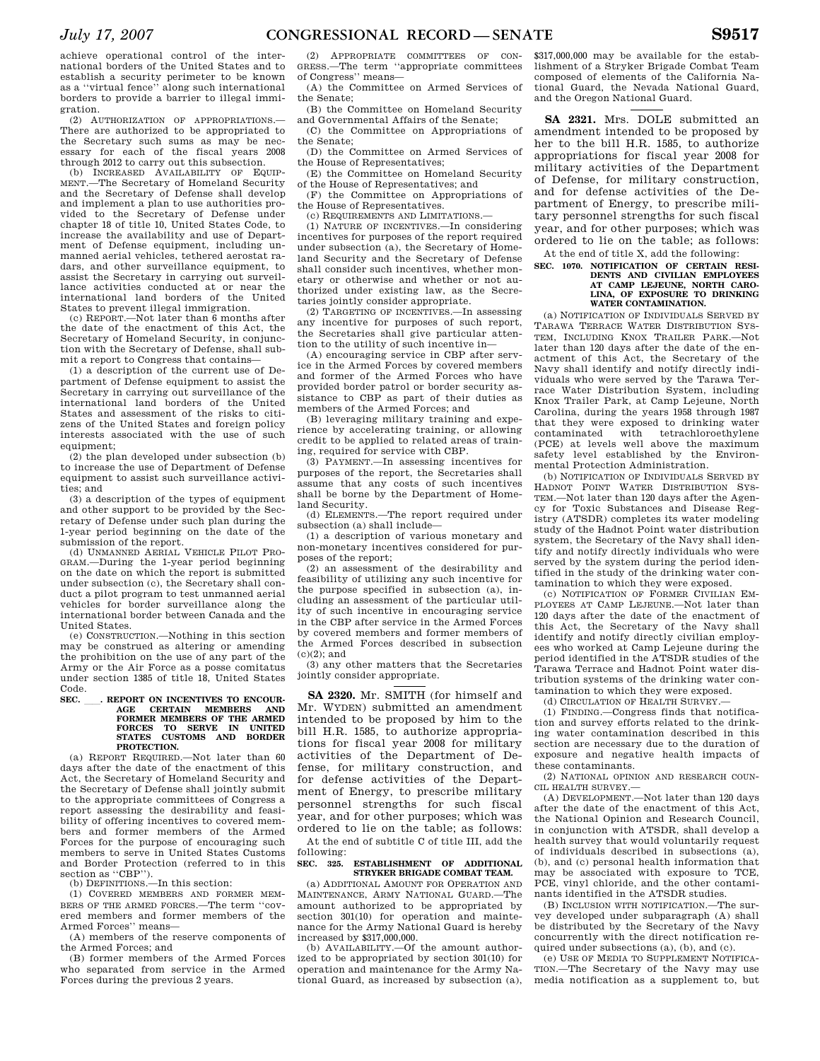achieve operational control of the international borders of the United States and to establish a security perimeter to be known as a ''virtual fence'' along such international borders to provide a barrier to illegal immigration.

(2) AUTHORIZATION OF APPROPRIATIONS.—There are authorized to be appropriated to the Secretary such sums as may be necessary for each of the fiscal years 2008 through 2012 to carry out this subsection.

(b) INCREASED AVAILABILITY OF EQUIPMENT.—The Secretary of Homeland Security and the Secretary of Defense shall develop and implement a plan to use authorities provided to the Secretary of Defense under chapter 18 of title 10, United States Code, to increase the availability and use of Department of Defense equipment, including unmanned aerial vehicles, tethered aerostat radars, and other surveillance equipment, to assist the Secretary in carrying out surveillance activities conducted at or near the international land borders of the United States to prevent illegal immigration.

(c) REPORT.—Not later than 6 months after the date of the enactment of this Act, the Secretary of Homeland Security, in conjunction with the Secretary of Defense, shall submit a report to Congress that contains—

(1) a description of the current use of Department of Defense equipment to assist the Secretary in carrying out surveillance of the international land borders of the United States and assessment of the risks to citizens of the United States and foreign policy interests associated with the use of such equipment;

(2) the plan developed under subsection (b) to increase the use of Department of Defense equipment to assist such surveillance activities; and

(3) a description of the types of equipment and other support to be provided by the Secretary of Defense under such plan during the 1-year period beginning on the date of the submission of the report.

(d) UNMANNED AERIAL VEHICLE PILOT PROGRAM.—During the 1-year period beginning on the date on which the report is submitted under subsection (c), the Secretary shall conduct a pilot program to test unmanned aerial vehicles for border surveillance along the international border between Canada and the United States.

(e) CONSTRUCTION.—Nothing in this section may be construed as altering or amending the prohibition on the use of any part of the Army or the Air Force as a posse comitatus under section 1385 of title 18, United States Code.

**SEC. \_\_\_. REPORT ON INCENTIVES TO ENCOURAGE CERTAIN MEMBERS AND FORMER MEMBERS OF THE ARMED FORCES TO SERVE IN UNITED STATES CUSTOMS AND BORDER PROTECTION.**

(a) REPORT REQUIRED.—Not later than 60 days after the date of the enactment of this Act, the Secretary of Homeland Security and the Secretary of Defense shall jointly submit to the appropriate committees of Congress a report assessing the desirability and feasibility of offering incentives to covered members and former members of the Armed Forces for the purpose of encouraging such members to serve in United States Customs and Border Protection (referred to in this section as ''CBP'').

(b) DEFINITIONS.—In this section:

(1) COVERED MEMBERS AND FORMER MEMBERS OF THE ARMED FORCES.—The term ''covered members and former members of the Armed Forces'' means—

(A) members of the reserve components of the Armed Forces; and

(B) former members of the Armed Forces who separated from service in the Armed Forces during the previous 2 years.

(2) APPROPRIATE COMMITTEES OF CONGRESS.—The term ''appropriate committees of Congress'' means—

(A) the Committee on Armed Services of the Senate;

(B) the Committee on Homeland Security and Governmental Affairs of the Senate;

(C) the Committee on Appropriations of the Senate;

(D) the Committee on Armed Services of the House of Representatives;

(E) the Committee on Homeland Security of the House of Representatives; and

(F) the Committee on Appropriations of the House of Representatives.

(c) REQUIREMENTS AND LIMITATIONS.—

(1) NATURE OF INCENTIVES.—In considering incentives for purposes of the report required under subsection (a), the Secretary of Homeland Security and the Secretary of Defense shall consider such incentives, whether monetary or otherwise and whether or not authorized under existing law, as the Secretaries jointly consider appropriate.

(2) TARGETING OF INCENTIVES.—In assessing any incentive for purposes of such report, the Secretaries shall give particular attention to the utility of such incentive in—

(A) encouraging service in CBP after service in the Armed Forces by covered members and former of the Armed Forces who have provided border patrol or border security assistance to CBP as part of their duties as members of the Armed Forces; and

(B) leveraging military training and experience by accelerating training, or allowing credit to be applied to related areas of training, required for service with CBP.

(3) PAYMENT.—In assessing incentives for purposes of the report, the Secretaries shall assume that any costs of such incentives shall be borne by the Department of Homeland Security.

(d) ELEMENTS.—The report required under subsection (a) shall include—

(1) a description of various monetary and non-monetary incentives considered for purposes of the report;

(2) an assessment of the desirability and feasibility of utilizing any such incentive for the purpose specified in subsection (a), including an assessment of the particular utility of such incentive in encouraging service in the CBP after service in the Armed Forces by covered members and former members of the Armed Forces described in subsection (c)(2); and

(3) any other matters that the Secretaries jointly consider appropriate.

---

**SA 2320.** Mr. SMITH (for himself and Mr. WYDEN) submitted an amendment intended to be proposed by him to the bill H.R. 1585, to authorize appropriations for fiscal year 2008 for military activities of the Department of Defense, for military construction, and for defense activities of the Department of Energy, to prescribe military personnel strengths for such fiscal year, and for other purposes; which was ordered to lie on the table; as follows:

At the end of subtitle C of title III, add the following:

**SEC. 325. ESTABLISHMENT OF ADDITIONAL STRYKER BRIGADE COMBAT TEAM.**

(a) ADDITIONAL AMOUNT FOR OPERATION AND MAINTENANCE, ARMY NATIONAL GUARD.—The amount authorized to be appropriated by section 301(10) for operation and maintenance for the Army National Guard is hereby increased by $317,000,000.

(b) AVAILABILITY.—Of the amount authorized to be appropriated by section 301(10) for operation and maintenance for the Army National Guard, as increased by subsection (a), $317,000,000 may be available for the establishment of a Stryker Brigade Combat Team composed of elements of the California National Guard, the Nevada National Guard, and the Oregon National Guard.

---

**SA 2321.** Mrs. DOLE submitted an amendment intended to be proposed by her to the bill H.R. 1585, to authorize appropriations for fiscal year 2008 for military activities of the Department of Defense, for military construction, and for defense activities of the Department of Energy, to prescribe military personnel strengths for such fiscal year, and for other purposes; which was ordered to lie on the table; as follows:

At the end of title X, add the following:

**SEC. 1070. NOTIFICATION OF CERTAIN RESIDENTS AND CIVILIAN EMPLOYEES AT CAMP LEJEUNE, NORTH CAROLINA, OF EXPOSURE TO DRINKING WATER CONTAMINATION.**

(a) NOTIFICATION OF INDIVIDUALS SERVED BY TARAWA TERRACE WATER DISTRIBUTION SYSTEM, INCLUDING KNOX TRAILER PARK.—Not later than 120 days after the date of the enactment of this Act, the Secretary of the Navy shall identify and notify directly individuals who were served by the Tarawa Terrace Water Distribution System, including Knox Trailer Park, at Camp Lejeune, North Carolina, during the years 1958 through 1987 that they were exposed to drinking water contaminated with tetrachloroethylene (PCE) at levels well above the maximum safety level established by the Environmental Protection Administration.

(b) NOTIFICATION OF INDIVIDUALS SERVED BY HADNOT POINT WATER DISTRIBUTION SYSTEM.—Not later than 120 days after the Agency for Toxic Substances and Disease Registry (ATSDR) completes its water modeling study of the Hadnot Point water distribution system, the Secretary of the Navy shall identify and notify directly individuals who were served by the system during the period identified in the study of the drinking water contamination to which they were exposed.

(c) NOTIFICATION OF FORMER CIVILIAN EMPLOYEES AT CAMP LEJEUNE.—Not later than 120 days after the date of the enactment of this Act, the Secretary of the Navy shall identify and notify directly civilian employees who worked at Camp Lejeune during the period identified in the ATSDR studies of the Tarawa Terrace and Hadnot Point water distribution systems of the drinking water contamination to which they were exposed.

(d) CIRCULATION OF HEALTH SURVEY.—

(1) FINDING.—Congress finds that notification and survey efforts related to the drinking water contamination described in this section are necessary due to the duration of exposure and negative health impacts of these contaminants.

(2) NATIONAL OPINION AND RESEARCH COUNCIL HEALTH SURVEY.—

(A) DEVELOPMENT.—Not later than 120 days after the date of the enactment of this Act, the National Opinion and Research Council, in conjunction with ATSDR, shall develop a health survey that would voluntarily request of individuals described in subsections (a), (b), and (c) personal health information that may be associated with exposure to TCE, PCE, vinyl chloride, and the other contaminants identified in the ATSDR studies.

(B) INCLUSION WITH NOTIFICATION.—The survey developed under subparagraph (A) shall be distributed by the Secretary of the Navy concurrently with the direct notification required under subsections (a), (b), and (c).

(e) USE OF MEDIA TO SUPPLEMENT NOTIFICATION.—The Secretary of the Navy may use media notification as a supplement to, but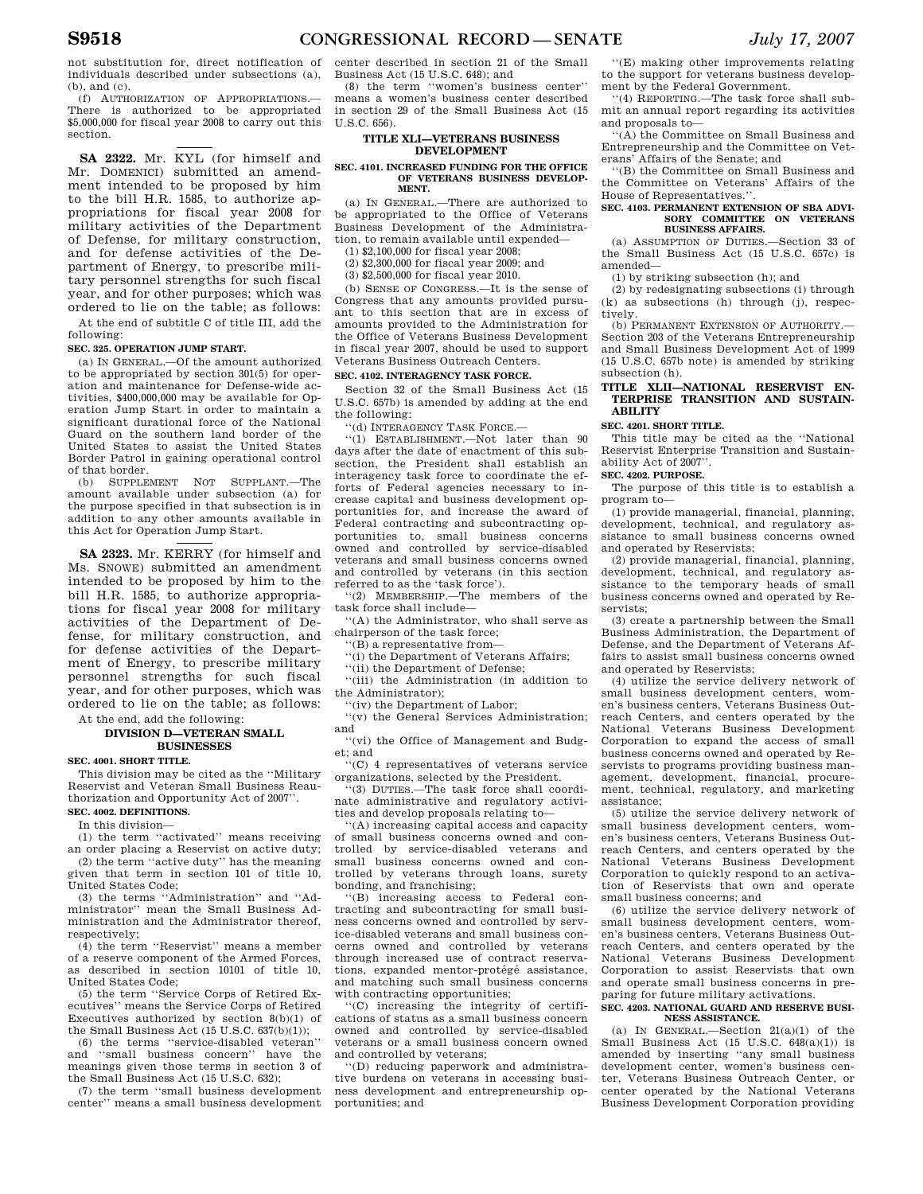not substitution for, direct notification of individuals described under subsections (a), (b), and (c).

(f) AUTHORIZATION OF APPROPRIATIONS.—There is authorized to be appropriated $5,000,000 for fiscal year 2008 to carry out this section.

---

**SA 2322.** Mr. KYL (for himself and Mr. DOMENICI) submitted an amendment intended to be proposed by him to the bill H.R. 1585, to authorize appropriations for fiscal year 2008 for military activities of the Department of Defense, for military construction, and for defense activities of the Department of Energy, to prescribe military personnel strengths for such fiscal year, and for other purposes; which was ordered to lie on the table; as follows:

At the end of subtitle C of title III, add the following:

**SEC. 325. OPERATION JUMP START.**

(a) IN GENERAL.—Of the amount authorized to be appropriated by section 301(5) for operation and maintenance for Defense-wide activities, $400,000,000 may be available for Operation Jump Start in order to maintain a significant durational force of the National Guard on the southern land border of the United States to assist the United States Border Patrol in gaining operational control of that border.

(b) SUPPLEMENT NOT SUPPLANT.—The amount available under subsection (a) for the purpose specified in that subsection is in addition to any other amounts available in this Act for Operation Jump Start.

---

**SA 2323.** Mr. KERRY (for himself and Ms. SNOWE) submitted an amendment intended to be proposed by him to the bill H.R. 1585, to authorize appropriations for fiscal year 2008 for military activities of the Department of Defense, for military construction, and for defense activities of the Department of Energy, to prescribe military personnel strengths for such fiscal year, and for other purposes; which was ordered to lie on the table; as follows:

At the end, add the following:

**DIVISION D—VETERAN SMALL BUSINESSES**

**SEC. 4001. SHORT TITLE.**

This division may be cited as the "Military Reservist and Veteran Small Business Reauthorization and Opportunity Act of 2007".

**SEC. 4002. DEFINITIONS.**

In this division—

(1) the term "activated" means receiving an order placing a Reservist on active duty;

(2) the term "active duty" has the meaning given that term in section 101 of title 10, United States Code;

(3) the terms "Administration" and "Administrator" mean the Small Business Administration and the Administrator thereof, respectively;

(4) the term "Reservist" means a member of a reserve component of the Armed Forces, as described in section 10101 of title 10, United States Code;

(5) the term "Service Corps of Retired Executives" means the Service Corps of Retired Executives authorized by section 8(b)(1) of the Small Business Act (15 U.S.C. 637(b)(1));

(6) the terms "service-disabled veteran" and "small business concern" have the meanings given those terms in section 3 of the Small Business Act (15 U.S.C. 632);

(7) the term "small business development center" means a small business development center described in section 21 of the Small Business Act (15 U.S.C. 648); and

(8) the term "women's business center" means a women's business center described in section 29 of the Small Business Act (15 U.S.C. 656).

**TITLE XLI—VETERANS BUSINESS DEVELOPMENT**

**SEC. 4101. INCREASED FUNDING FOR THE OFFICE OF VETERANS BUSINESS DEVELOPMENT.**

(a) IN GENERAL.—There are authorized to be appropriated to the Office of Veterans Business Development of the Administration, to remain available until expended—

(1) $2,100,000 for fiscal year 2008;

(2) $2,300,000 for fiscal year 2009; and

(3) $2,500,000 for fiscal year 2010.

(b) SENSE OF CONGRESS.—It is the sense of Congress that any amounts provided pursuant to this section that are in excess of amounts provided to the Administration for the Office of Veterans Business Development in fiscal year 2007, should be used to support Veterans Business Outreach Centers.

**SEC. 4102. INTERAGENCY TASK FORCE.**

Section 32 of the Small Business Act (15 U.S.C. 657b) is amended by adding at the end the following:

"(d) INTERAGENCY TASK FORCE.—

"(1) ESTABLISHMENT.—Not later than 90 days after the date of enactment of this subsection, the President shall establish an interagency task force to coordinate the efforts of Federal agencies necessary to increase capital and business development opportunities for, and increase the award of Federal contracting and subcontracting opportunities to, small business concerns owned and controlled by service-disabled veterans and small business concerns owned and controlled by veterans (in this section referred to as the 'task force').

"(2) MEMBERSHIP.—The members of the task force shall include—

"(A) the Administrator, who shall serve as chairperson of the task force;

"(B) a representative from—

"(i) the Department of Veterans Affairs;

"(ii) the Department of Defense;

"(iii) the Administration (in addition to the Administrator);

"(iv) the Department of Labor;

"(v) the General Services Administration; and

"(vi) the Office of Management and Budget; and

"(C) 4 representatives of veterans service organizations, selected by the President.

"(3) DUTIES.—The task force shall coordinate administrative and regulatory activities and develop proposals relating to—

"(A) increasing capital access and capacity of small business concerns owned and controlled by service-disabled veterans and small business concerns owned and controlled by veterans through loans, surety bonding, and franchising;

"(B) increasing access to Federal contracting and subcontracting for small business concerns owned and controlled by service-disabled veterans and small business concerns owned and controlled by veterans through increased use of contract reservations, expanded mentor-protégé assistance, and matching such small business concerns with contracting opportunities;

"(C) increasing the integrity of certifications of status as a small business concern owned and controlled by service-disabled veterans or a small business concern owned and controlled by veterans;

"(D) reducing paperwork and administrative burdens on veterans in accessing business development and entrepreneurship opportunities; and

"(E) making other improvements relating to the support for veterans business development by the Federal Government.

"(4) REPORTING.—The task force shall submit an annual report regarding its activities and proposals to—

"(A) the Committee on Small Business and Entrepreneurship and the Committee on Veterans' Affairs of the Senate; and

"(B) the Committee on Small Business and the Committee on Veterans' Affairs of the House of Representatives.".

**SEC. 4103. PERMANENT EXTENSION OF SBA ADVISORY COMMITTEE ON VETERANS BUSINESS AFFAIRS.**

(a) ASSUMPTION OF DUTIES.—Section 33 of the Small Business Act (15 U.S.C. 657c) is amended—

(1) by striking subsection (h); and

(2) by redesignating subsections (i) through (k) as subsections (h) through (j), respectively.

(b) PERMANENT EXTENSION OF AUTHORITY.—Section 203 of the Veterans Entrepreneurship and Small Business Development Act of 1999 (15 U.S.C. 657b note) is amended by striking subsection (h).

**TITLE XLII—NATIONAL RESERVIST ENTERPRISE TRANSITION AND SUSTAINABILITY**

**SEC. 4201. SHORT TITLE.**

This title may be cited as the "National Reservist Enterprise Transition and Sustainability Act of 2007".

**SEC. 4202. PURPOSE.**

The purpose of this title is to establish a program to—

(1) provide managerial, financial, planning, development, technical, and regulatory assistance to small business concerns owned and operated by Reservists;

(2) provide managerial, financial, planning, development, technical, and regulatory assistance to the temporary heads of small business concerns owned and operated by Reservists;

(3) create a partnership between the Small Business Administration, the Department of Defense, and the Department of Veterans Affairs to assist small business concerns owned and operated by Reservists;

(4) utilize the service delivery network of small business development centers, women's business centers, Veterans Business Outreach Centers, and centers operated by the National Veterans Business Development Corporation to expand the access of small business concerns owned and operated by Reservists to programs providing business management, development, financial, procurement, technical, regulatory, and marketing assistance;

(5) utilize the service delivery network of small business development centers, women's business centers, Veterans Business Outreach Centers, and centers operated by the National Veterans Business Development Corporation to quickly respond to an activation of Reservists that own and operate small business concerns; and

(6) utilize the service delivery network of small business development centers, women's business centers, Veterans Business Outreach Centers, and centers operated by the National Veterans Business Development Corporation to assist Reservists that own and operate small business concerns in preparing for future military activations.

**SEC. 4203. NATIONAL GUARD AND RESERVE BUSINESS ASSISTANCE.**

(a) IN GENERAL.—Section 21(a)(1) of the Small Business Act (15 U.S.C. 648(a)(1)) is amended by inserting "any small business development center, women's business center, Veterans Business Outreach Center, or center operated by the National Veterans Business Development Corporation providing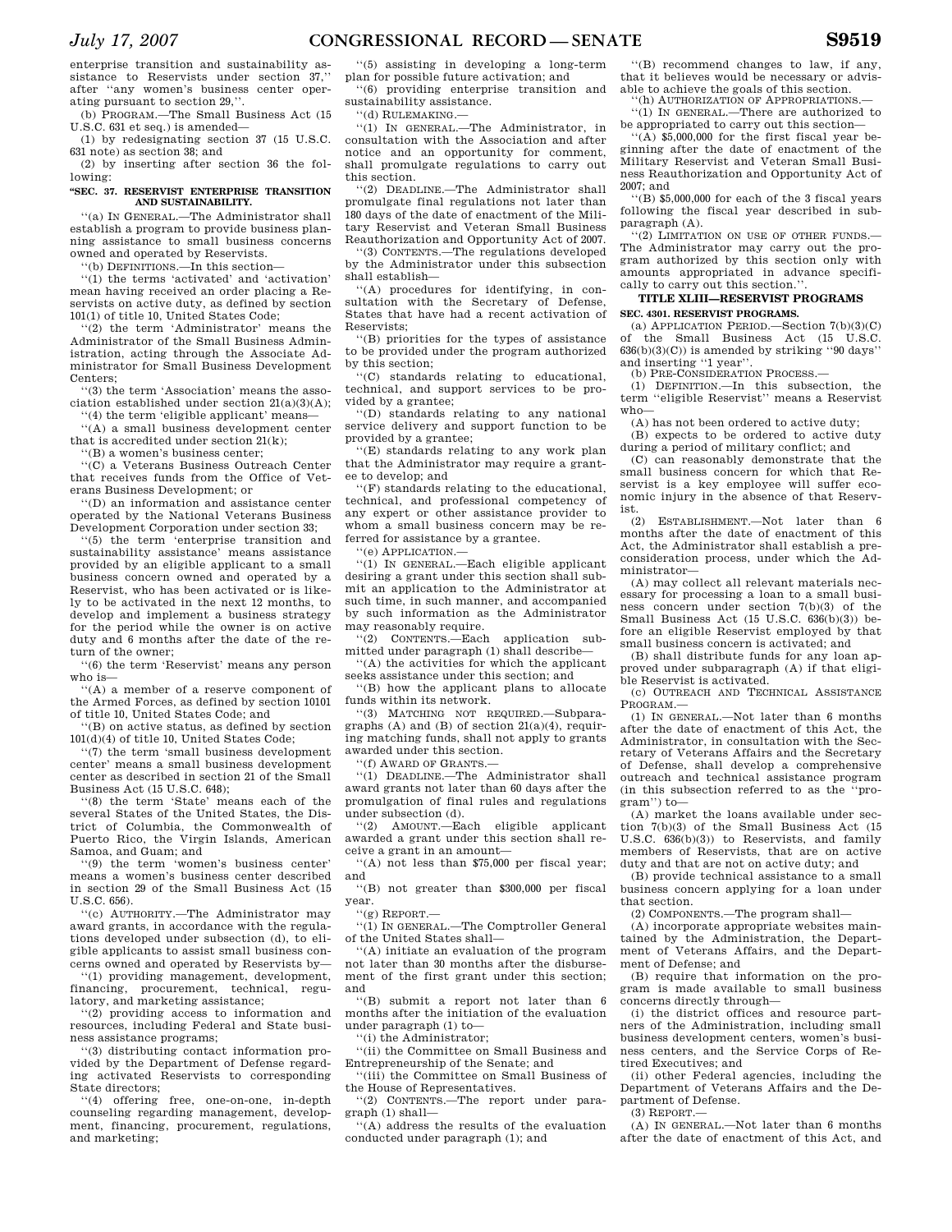enterprise transition and sustainability assistance to Reservists under section 37,'' after ''any women's business center operating pursuant to section 29,''.

(b) PROGRAM.—The Small Business Act (15 U.S.C. 631 et seq.) is amended—

(1) by redesignating section 37 (15 U.S.C. 631 note) as section 38; and

(2) by inserting after section 36 the following:

**''SEC. 37. RESERVIST ENTERPRISE TRANSITION AND SUSTAINABILITY.**

''(a) IN GENERAL.—The Administrator shall establish a program to provide business planning assistance to small business concerns owned and operated by Reservists.

''(b) DEFINITIONS.—In this section—

''(1) the terms 'activated' and 'activation' mean having received an order placing a Reservists on active duty, as defined by section 101(1) of title 10, United States Code;

''(2) the term 'Administrator' means the Administrator of the Small Business Administration, acting through the Associate Administrator for Small Business Development Centers;

''(3) the term 'Association' means the association established under section 21(a)(3)(A);

''(4) the term 'eligible applicant' means—

''(A) a small business development center that is accredited under section 21(k);

''(B) a women's business center;

''(C) a Veterans Business Outreach Center that receives funds from the Office of Veterans Business Development; or

''(D) an information and assistance center operated by the National Veterans Business Development Corporation under section 33;

''(5) the term 'enterprise transition and sustainability assistance' means assistance provided by an eligible applicant to a small business concern owned and operated by a Reservist, who has been activated or is likely to be activated in the next 12 months, to develop and implement a business strategy for the period while the owner is on active duty and 6 months after the date of the return of the owner;

''(6) the term 'Reservist' means any person who is—

''(A) a member of a reserve component of the Armed Forces, as defined by section 10101 of title 10, United States Code; and

''(B) on active status, as defined by section 101(d)(4) of title 10, United States Code;

''(7) the term 'small business development center' means a small business development center as described in section 21 of the Small Business Act (15 U.S.C. 648);

''(8) the term 'State' means each of the several States of the United States, the District of Columbia, the Commonwealth of Puerto Rico, the Virgin Islands, American Samoa, and Guam; and

''(9) the term 'women's business center' means a women's business center described in section 29 of the Small Business Act (15 U.S.C. 656).

''(c) AUTHORITY.—The Administrator may award grants, in accordance with the regulations developed under subsection (d), to eligible applicants to assist small business concerns owned and operated by Reservists by—

''(1) providing management, development, financing, procurement, technical, regulatory, and marketing assistance;

''(2) providing access to information and resources, including Federal and State business assistance programs;

''(3) distributing contact information provided by the Department of Defense regarding activated Reservists to corresponding State directors;

''(4) offering free, one-on-one, in-depth counseling regarding management, development, financing, procurement, regulations, and marketing;

''(5) assisting in developing a long-term plan for possible future activation; and

''(6) providing enterprise transition and sustainability assistance.

''(d) RULEMAKING.—

''(1) IN GENERAL.—The Administrator, in consultation with the Association and after notice and an opportunity for comment, shall promulgate regulations to carry out this section.

''(2) DEADLINE.—The Administrator shall promulgate final regulations not later than 180 days of the date of enactment of the Military Reservist and Veteran Small Business Reauthorization and Opportunity Act of 2007.

''(3) CONTENTS.—The regulations developed by the Administrator under this subsection shall establish—

''(A) procedures for identifying, in consultation with the Secretary of Defense, States that have had a recent activation of Reservists;

''(B) priorities for the types of assistance to be provided under the program authorized by this section;

''(C) standards relating to educational, technical, and support services to be provided by a grantee;

''(D) standards relating to any national service delivery and support function to be provided by a grantee;

''(E) standards relating to any work plan that the Administrator may require a grantee to develop; and

''(F) standards relating to the educational, technical, and professional competency of any expert or other assistance provider to whom a small business concern may be referred for assistance by a grantee.

''(e) APPLICATION.—

''(1) IN GENERAL.—Each eligible applicant desiring a grant under this section shall submit an application to the Administrator at such time, in such manner, and accompanied by such information as the Administrator may reasonably require.

''(2) CONTENTS.—Each application submitted under paragraph (1) shall describe—

''(A) the activities for which the applicant seeks assistance under this section; and

''(B) how the applicant plans to allocate funds within its network.

''(3) MATCHING NOT REQUIRED.—Subparagraphs (A) and (B) of section 21(a)(4), requiring matching funds, shall not apply to grants awarded under this section.

''(f) AWARD OF GRANTS.—

''(1) DEADLINE.—The Administrator shall award grants not later than 60 days after the promulgation of final rules and regulations under subsection (d).

''(2) AMOUNT.—Each eligible applicant awarded a grant under this section shall receive a grant in an amount—

''(A) not less than $75,000 per fiscal year; and

''(B) not greater than $300,000 per fiscal year.

''(g) REPORT.—

''(1) IN GENERAL.—The Comptroller General of the United States shall—

''(A) initiate an evaluation of the program not later than 30 months after the disbursement of the first grant under this section; and

''(B) submit a report not later than 6 months after the initiation of the evaluation under paragraph (1) to—

''(i) the Administrator;

''(ii) the Committee on Small Business and Entrepreneurship of the Senate; and

''(iii) the Committee on Small Business of the House of Representatives.

''(2) CONTENTS.—The report under paragraph (1) shall—

''(A) address the results of the evaluation conducted under paragraph (1); and

''(B) recommend changes to law, if any, that it believes would be necessary or advisable to achieve the goals of this section.

''(h) AUTHORIZATION OF APPROPRIATIONS.—

''(1) IN GENERAL.—There are authorized to be appropriated to carry out this section—

''(A) $5,000,000 for the first fiscal year beginning after the date of enactment of the Military Reservist and Veteran Small Business Reauthorization and Opportunity Act of 2007; and

''(B) $5,000,000 for each of the 3 fiscal years following the fiscal year described in subparagraph (A).

''(2) LIMITATION ON USE OF OTHER FUNDS.—The Administrator may carry out the program authorized by this section only with amounts appropriated in advance specifically to carry out this section.''.

## TITLE XLIII—RESERVIST PROGRAMS

**SEC. 4301. RESERVIST PROGRAMS.**

(a) APPLICATION PERIOD.—Section 7(b)(3)(C) of the Small Business Act (15 U.S.C. 636(b)(3)(C)) is amended by striking ''90 days'' and inserting ''1 year''.

(b) PRE-CONSIDERATION PROCESS.—

(1) DEFINITION.—In this subsection, the term ''eligible Reservist'' means a Reservist who—

(A) has not been ordered to active duty;

(B) expects to be ordered to active duty during a period of military conflict; and

(C) can reasonably demonstrate that the small business concern for which that Reservist is a key employee will suffer economic injury in the absence of that Reservist.

(2) ESTABLISHMENT.—Not later than 6 months after the date of enactment of this Act, the Administrator shall establish a pre-consideration process, under which the Administrator—

(A) may collect all relevant materials necessary for processing a loan to a small business concern under section 7(b)(3) of the Small Business Act (15 U.S.C. 636(b)(3)) before an eligible Reservist employed by that small business concern is activated; and

(B) shall distribute funds for any loan approved under subparagraph (A) if that eligible Reservist is activated.

(c) OUTREACH AND TECHNICAL ASSISTANCE PROGRAM.—

(1) IN GENERAL.—Not later than 6 months after the date of enactment of this Act, the Administrator, in consultation with the Secretary of Veterans Affairs and the Secretary of Defense, shall develop a comprehensive outreach and technical assistance program (in this subsection referred to as the ''program'') to—

(A) market the loans available under section 7(b)(3) of the Small Business Act (15 U.S.C. 636(b)(3)) to Reservists, and family members of Reservists, that are on active duty and that are not on active duty; and

(B) provide technical assistance to a small business concern applying for a loan under that section.

(2) COMPONENTS.—The program shall—

(A) incorporate appropriate websites maintained by the Administration, the Department of Veterans Affairs, and the Department of Defense; and

(B) require that information on the program is made available to small business concerns directly through—

(i) the district offices and resource partners of the Administration, including small business development centers, women's business centers, and the Service Corps of Retired Executives; and

(ii) other Federal agencies, including the Department of Veterans Affairs and the Department of Defense.

(3) REPORT.—

(A) IN GENERAL.—Not later than 6 months after the date of enactment of this Act, and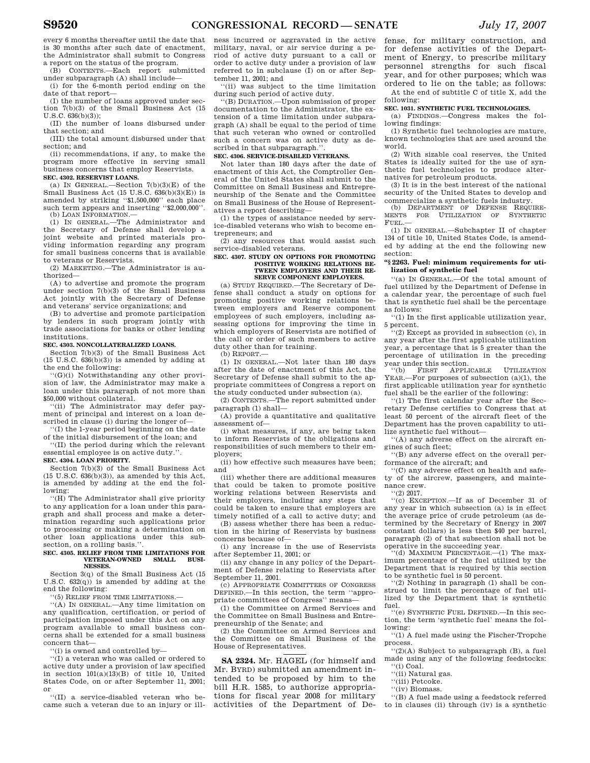every 6 months thereafter until the date that is 30 months after such date of enactment, the Administrator shall submit to Congress a report on the status of the program.

(B) CONTENTS.—Each report submitted under subparagraph (A) shall include—

(i) for the 6-month period ending on the date of that report—

(I) the number of loans approved under section 7(b)(3) of the Small Business Act (15 U.S.C. 636(b)(3));

(II) the number of loans disbursed under that section; and

(III) the total amount disbursed under that section; and

(ii) recommendations, if any, to make the program more effective in serving small business concerns that employ Reservists.

**SEC. 4302. RESERVIST LOANS.**

(a) IN GENERAL.—Section 7(b)(3)(E) of the Small Business Act (15 U.S.C. 636(b)(3)(E)) is amended by striking ''$1,500,000'' each place such term appears and inserting ''$2,000,000''.

(b) LOAN INFORMATION.—

(1) IN GENERAL.—The Administrator and the Secretary of Defense shall develop a joint website and printed materials providing information regarding any program for small business concerns that is available to veterans or Reservists.

(2) MARKETING.—The Administrator is authorized—

(A) to advertise and promote the program under section 7(b)(3) of the Small Business Act jointly with the Secretary of Defense and veterans' service organizations; and

(B) to advertise and promote participation by lenders in such program jointly with trade associations for banks or other lending institutions.

**SEC. 4303. NONCOLLATERALIZED LOANS.**

Section 7(b)(3) of the Small Business Act (15 U.S.C. 636(b)(3)) is amended by adding at the end the following:

''(G)(i) Notwithstanding any other provision of law, the Administrator may make a loan under this paragraph of not more than $50,000 without collateral.

''(ii) The Administrator may defer payment of principal and interest on a loan described in clause (i) during the longer of—

''(I) the 1-year period beginning on the date of the initial disbursement of the loan; and

''(II) the period during which the relevant essential employee is on active duty.''.

**SEC. 4304. LOAN PRIORITY.**

Section 7(b)(3) of the Small Business Act (15 U.S.C. 636(b)(3)), as amended by this Act, is amended by adding at the end the following:

''(H) The Administrator shall give priority to any application for a loan under this paragraph and shall process and make a determination regarding such applications prior to processing or making a determination on other loan applications under this subsection, on a rolling basis.''.

**SEC. 4305. RELIEF FROM TIME LIMITATIONS FOR VETERAN-OWNED SMALL BUSINESSES.**

Section 3(q) of the Small Business Act (15 U.S.C. 632(q)) is amended by adding at the end the following:

''(5) RELIEF FROM TIME LIMITATIONS.—

''(A) IN GENERAL.—Any time limitation on any qualification, certification, or period of participation imposed under this Act on any program available to small business concerns shall be extended for a small business concern that—

''(i) is owned and controlled by—

''(I) a veteran who was called or ordered to active duty under a provision of law specified in section 101(a)(13)(B) of title 10, United States Code, on or after September 11, 2001; or

''(II) a service-disabled veteran who became such a veteran due to an injury or illness incurred or aggravated in the active military, naval, or air service during a period of active duty pursuant to a call or order to active duty under a provision of law referred to in subclause (I) on or after September 11, 2001; and

''(ii) was subject to the time limitation during such period of active duty.

''(B) DURATION.—Upon submission of proper documentation to the Administrator, the extension of a time limitation under subparagraph (A) shall be equal to the period of time that such veteran who owned or controlled such a concern was on active duty as described in that subparagraph.''.

**SEC. 4306. SERVICE-DISABLED VETERANS.**

Not later than 180 days after the date of enactment of this Act, the Comptroller General of the United States shall submit to the Committee on Small Business and Entrepreneurship of the Senate and the Committee on Small Business of the House of Representatives a report describing—

(1) the types of assistance needed by service-disabled veterans who wish to become entrepreneurs; and

(2) any resources that would assist such service-disabled veterans.

**SEC. 4307. STUDY ON OPTIONS FOR PROMOTING POSITIVE WORKING RELATIONS BETWEEN EMPLOYERS AND THEIR RESERVE COMPONENT EMPLOYEES.**

(a) STUDY REQUIRED.—The Secretary of Defense shall conduct a study on options for promoting positive working relations between employers and Reserve component employees of such employers, including assessing options for improving the time in which employers of Reservists are notified of the call or order of such members to active duty other than for training.

(b) REPORT.—

(1) IN GENERAL.—Not later than 180 days after the date of enactment of this Act, the Secretary of Defense shall submit to the appropriate committees of Congress a report on the study conducted under subsection (a).

(2) CONTENTS.—The report submitted under paragraph (1) shall—

(A) provide a quantitative and qualitative assessment of—

(i) what measures, if any, are being taken to inform Reservists of the obligations and responsibilities of such members to their employers;

(ii) how effective such measures have been; and

(iii) whether there are additional measures that could be taken to promote positive working relations between Reservists and their employers, including any steps that could be taken to ensure that employers are timely notified of a call to active duty; and

(B) assess whether there has been a reduction in the hiring of Reservists by business concerns because of—

(i) any increase in the use of Reservists after September 11, 2001; or

(ii) any change in any policy of the Department of Defense relating to Reservists after September 11, 2001.

(c) APPROPRIATE COMMITTEES OF CONGRESS DEFINED.—In this section, the term ''appropriate committees of Congress'' means—

(1) the Committee on Armed Services and the Committee on Small Business and Entrepreneurship of the Senate; and

(2) the Committee on Armed Services and the Committee on Small Business of the House of Representatives.

---

**SA 2324.** Mr. HAGEL (for himself and Mr. BYRD) submitted an amendment intended to be proposed by him to the bill H.R. 1585, to authorize appropriations for fiscal year 2008 for military activities of the Department of Defense, for military construction, and for defense activities of the Department of Energy, to prescribe military personnel strengths for such fiscal year, and for other purposes; which was ordered to lie on the table; as follows:

At the end of subtitle C of title X, add the following:

**SEC. 1031. SYNTHETIC FUEL TECHNOLOGIES.**

(a) FINDINGS.—Congress makes the following findings:

(1) Synthetic fuel technologies are mature, known technologies that are used around the world.

(2) With sizable coal reserves, the United States is ideally suited for the use of synthetic fuel technologies to produce alternatives for petroleum products.

(3) It is in the best interest of the national security of the United States to develop and commercialize a synthetic fuels industry.

(b) DEPARTMENT OF DEFENSE REQUIREMENTS FOR UTILIZATION OF SYNTHETIC FUEL.—

(1) IN GENERAL.—Subchapter II of chapter 134 of title 10, United States Code, is amended by adding at the end the following new section:

**''§ 2263. Fuel: minimum requirements for utilization of synthetic fuel**

''(a) IN GENERAL.—Of the total amount of fuel utilized by the Department of Defense in a calendar year, the percentage of such fuel that is synthetic fuel shall be the percentage as follows:

''(1) In the first applicable utilization year, 5 percent.

''(2) Except as provided in subsection (c), in any year after the first applicable utilization year, a percentage that is 5 greater than the percentage of utilization in the preceding year under this section.

''(b) FIRST APPLICABLE UTILIZATION YEAR.—For purposes of subsection (a)(1), the first applicable utilization year for synthetic fuel shall be the earlier of the following:

''(1) The first calendar year after the Secretary Defense certifies to Congress that at least 50 percent of the aircraft fleet of the Department has the proven capability to utilize synthetic fuel without—

''(A) any adverse effect on the aircraft engines of such fleet;

''(B) any adverse effect on the overall performance of the aircraft; and

''(C) any adverse effect on health and safety of the aircrew, passengers, and maintenance crew.

''(2) 2017.

''(c) EXCEPTION.—If as of December 31 of any year in which subsection (a) is in effect the average price of crude petroleum (as determined by the Secretary of Energy in 2007 constant dollars) is less then $40 per barrel, paragraph (2) of that subsection shall not be operative in the succeeding year.

''(d) MAXIMUM PERCENTAGE.—(1) The maximum percentage of the fuel utilized by the Department that is required by this section to be synthetic fuel is 50 percent.

''(2) Nothing in paragraph (1) shall be construed to limit the percentage of fuel utilized by the Department that is synthetic fuel.

''(e) SYNTHETIC FUEL DEFINED.—In this section, the term 'synthetic fuel' means the following:

''(1) A fuel made using the Fischer-Tropche process.

''(2)(A) Subject to subparagraph (B), a fuel made using any of the following feedstocks:

''(i) Coal.

''(ii) Natural gas.

''(iii) Petcoke.

''(iv) Biomass.

''(B) A fuel made using a feedstock referred to in clauses (ii) through (iv) is a synthetic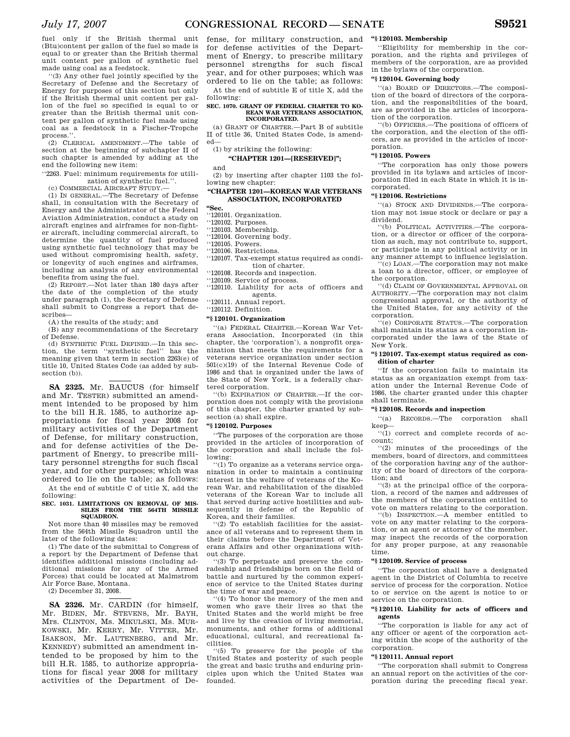fuel only if the British thermal unit (Btu)content per gallon of the fuel so made is equal to or greater than the British thermal unit content per gallon of synthetic fuel made using coal as a feedstock.

''(3) Any other fuel jointly specified by the Secretary of Defense and the Secretary of Energy for purposes of this section but only if the British thermal unit content per gallon of the fuel so specified is equal to or greater than the British thermal unit content per gallon of synthetic fuel made using coal as a feedstock in a Fischer-Tropche process.''.

(2) CLERICAL AMENDMENT.—The table of section at the beginning of subchapter II of such chapter is amended by adding at the end the following new item:

''2263. Fuel: minimum requirements for utilization of synthetic fuel.''.

(c) COMMERCIAL AIRCRAFT STUDY.—

(1) IN GENERAL.—The Secretary of Defense shall, in consultation with the Secretary of Energy and the Administrator of the Federal Aviation Administration, conduct a study on aircraft engines and airframes for non-fighter aircraft, including commercial aircraft, to determine the quantity of fuel produced using synthetic fuel technology that may be used without compromising health, safety, or longevity of such engines and airframes, including an analysis of any environmental benefits from using the fuel.

(2) REPORT.—Not later than 180 days after the date of the completion of the study under paragraph (1), the Secretary of Defense shall submit to Congress a report that describes—

(A) the results of the study; and

(B) any recommendations of the Secretary of Defense.

(d) SYNTHETIC FUEL DEFINED.—In this section, the term ''synthetic fuel'' has the meaning given that term in section 2263(e) of title 10, United States Code (as added by subsection (b)).

---

**SA 2325.** Mr. BAUCUS (for himself and Mr. TESTER) submitted an amendment intended to be proposed by him to the bill H.R. 1585, to authorize appropriations for fiscal year 2008 for military activities of the Department of Defense, for military construction, and for defense activities of the Department of Energy, to prescribe military personnel strengths for such fiscal year, and for other purposes; which was ordered to lie on the table; as follows:

At the end of subtitle C of title X, add the following:

**SEC. 1031. LIMITATIONS ON REMOVAL OF MISSILES FROM THE 564TH MISSILE SQUADRON.**

Not more than 40 missiles may be removed from the 564th Missile Squadron until the later of the following dates:

(1) The date of the submittal to Congress of a report by the Department of Defense that identifies additional missions (including additional missions for any of the Armed Forces) that could be located at Malmstrom Air Force Base, Montana.

(2) December 31, 2008.

---

**SA 2326.** Mr. CARDIN (for himself, Mr. BIDEN, Mr. STEVENS, Mr. BAYH, Mrs. CLINTON, Ms. MIKULSKI, Ms. MURKOWSKI, Mr. KERRY, Mr. VITTER, Mr. ISAKSON, Mr. LAUTENBERG, and Mr. KENNEDY) submitted an amendment intended to be proposed by him to the bill H.R. 1585, to authorize appropriations for fiscal year 2008 for military activities of the Department of Defense, for military construction, and for defense activities of the Department of Energy, to prescribe military personnel strengths for such fiscal year, and for other purposes; which was ordered to lie on the table; as follows:

At the end of subtitle E of title X, add the following:

**SEC. 1070. GRANT OF FEDERAL CHARTER TO KOREAN WAR VETERANS ASSOCIATION, INCORPORATED.**

(a) GRANT OF CHARTER.—Part B of subtitle II of title 36, United States Code, is amended—

(1) by striking the following:

**''CHAPTER 1201—[RESERVED]'';**

and

(2) by inserting after chapter 1103 the following new chapter:

**''CHAPTER 1201—KOREAN WAR VETERANS ASSOCIATION, INCORPORATED**

''Sec.

''120101. Organization.
''120102. Purposes.
''120103. Membership.
''120104. Governing body.
''120105. Powers.
''120106. Restrictions.
''120107. Tax-exempt status required as condition of charter.
''120108. Records and inspection.
''120109. Service of process.
''120110. Liability for acts of officers and agents.
''120111. Annual report.
''120112. Definition.

**''§ 120101. Organization**

''(a) FEDERAL CHARTER.—Korean War Veterans Association, Incorporated (in this chapter, the 'corporation'), a nonprofit organization that meets the requirements for a veterans service organization under section 501(c)(19) of the Internal Revenue Code of 1986 and that is organized under the laws of the State of New York, is a federally chartered corporation.

''(b) EXPIRATION OF CHARTER.—If the corporation does not comply with the provisions of this chapter, the charter granted by subsection (a) shall expire.

**''§ 120102. Purposes**

''The purposes of the corporation are those provided in the articles of incorporation of the corporation and shall include the following:

''(1) To organize as a veterans service organization in order to maintain a continuing interest in the welfare of veterans of the Korean War, and rehabilitation of the disabled veterans of the Korean War to include all that served during active hostilities and subsequently in defense of the Republic of Korea, and their families.

''(2) To establish facilities for the assistance of all veterans and to represent them in their claims before the Department of Veterans Affairs and other organizations without charge.

''(3) To perpetuate and preserve the comradeship and friendships born on the field of battle and nurtured by the common experience of service to the United States during the time of war and peace.

''(4) To honor the memory of the men and women who gave their lives so that the United States and the world might be free and live by the creation of living memorial, monuments, and other forms of additional educational, cultural, and recreational facilities.

''(5) To preserve for the people of the United States and posterity of such people the great and basic truths and enduring principles upon which the United States was founded.

**''§ 120103. Membership**

''Eligibility for membership in the corporation, and the rights and privileges of members of the corporation, are as provided in the bylaws of the corporation.

**''§ 120104. Governing body**

''(a) BOARD OF DIRECTORS.—The composition of the board of directors of the corporation, and the responsibilities of the board, are as provided in the articles of incorporation of the corporation.

''(b) OFFICERS.—The positions of officers of the corporation, and the election of the officers, are as provided in the articles of incorporation.

**''§ 120105. Powers**

''The corporation has only those powers provided in its bylaws and articles of incorporation filed in each State in which it is incorporated.

**''§ 120106. Restrictions**

''(a) STOCK AND DIVIDENDS.—The corporation may not issue stock or declare or pay a dividend.

''(b) POLITICAL ACTIVITIES.—The corporation, or a director or officer of the corporation as such, may not contribute to, support, or participate in any political activity or in any manner attempt to influence legislation.

''(c) LOAN.—The corporation may not make a loan to a director, officer, or employee of the corporation.

''(d) CLAIM OF GOVERNMENTAL APPROVAL OR AUTHORITY.—The corporation may not claim congressional approval, or the authority of the United States, for any activity of the corporation.

''(e) CORPORATE STATUS.—The corporation shall maintain its status as a corporation incorporated under the laws of the State of New York.

**''§ 120107. Tax-exempt status required as condition of charter**

''If the corporation fails to maintain its status as an organization exempt from taxation under the Internal Revenue Code of 1986, the charter granted under this chapter shall terminate.

**''§ 120108. Records and inspection**

''(a) RECORDS.—The corporation shall keep—

''(1) correct and complete records of account;

''(2) minutes of the proceedings of the members, board of directors, and committees of the corporation having any of the authority of the board of directors of the corporation; and

''(3) at the principal office of the corporation, a record of the names and addresses of the members of the corporation entitled to vote on matters relating to the corporation.

''(b) INSPECTION.—A member entitled to vote on any matter relating to the corporation, or an agent or attorney of the member, may inspect the records of the corporation for any proper purpose, at any reasonable time.

**''§ 120109. Service of process**

''The corporation shall have a designated agent in the District of Columbia to receive service of process for the corporation. Notice to or service on the agent is notice to or service on the corporation.

**''§ 120110. Liability for acts of officers and agents**

''The corporation is liable for any act of any officer or agent of the corporation acting within the scope of the authority of the corporation.

**''§ 120111. Annual report**

''The corporation shall submit to Congress an annual report on the activities of the corporation during the preceding fiscal year.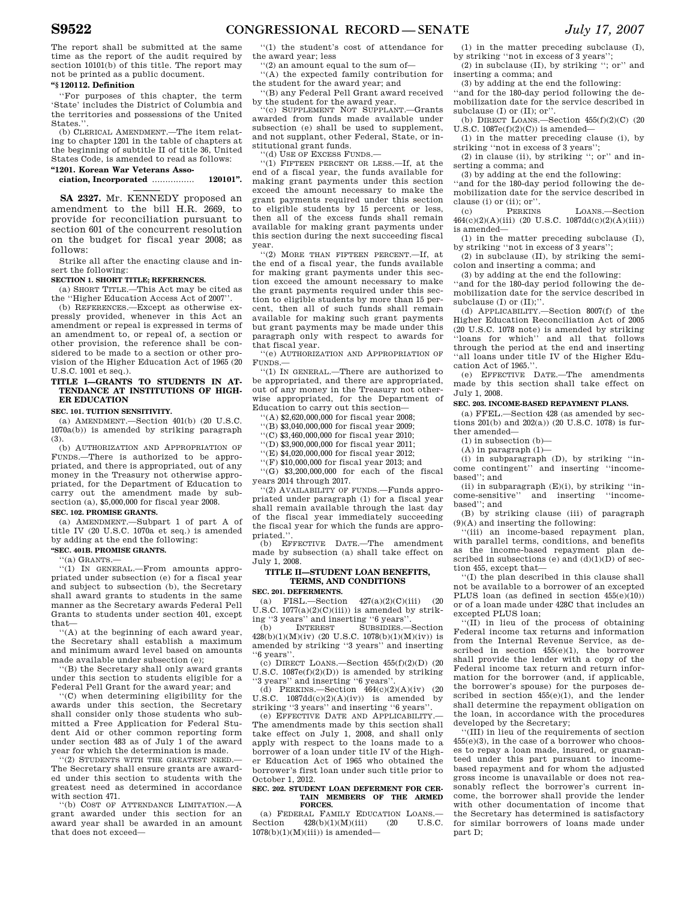The report shall be submitted at the same time as the report of the audit required by section 10101(b) of this title. The report may not be printed as a public document.

**"§ 120112. Definition**

"For purposes of this chapter, the term 'State' includes the District of Columbia and the territories and possessions of the United States.".

(b) CLERICAL AMENDMENT.—The item relating to chapter 1201 in the table of chapters at the beginning of subtitle II of title 36, United States Code, is amended to read as follows:

**"1201. Korean War Veterans Association, Incorporated ................ 120101".**

---

**SA 2327.** Mr. KENNEDY proposed an amendment to the bill H.R. 2669, to provide for reconciliation pursuant to section 601 of the concurrent resolution on the budget for fiscal year 2008; as follows:

Strike all after the enacting clause and insert the following:

**SECTION 1. SHORT TITLE; REFERENCES.**

(a) SHORT TITLE.—This Act may be cited as the "Higher Education Access Act of 2007".

(b) REFERENCES.—Except as otherwise expressly provided, whenever in this Act an amendment or repeal is expressed in terms of an amendment to, or repeal of, a section or other provision, the reference shall be considered to be made to a section or other provision of the Higher Education Act of 1965 (20 U.S.C. 1001 et seq.).

**TITLE I—GRANTS TO STUDENTS IN ATTENDANCE AT INSTITUTIONS OF HIGHER EDUCATION**

**SEC. 101. TUITION SENSITIVITY.**

(a) AMENDMENT.—Section 401(b) (20 U.S.C. 1070a(b)) is amended by striking paragraph (3).

(b) AUTHORIZATION AND APPROPRIATION OF FUNDS.—There is authorized to be appropriated, and there is appropriated, out of any money in the Treasury not otherwise appropriated, for the Department of Education to carry out the amendment made by subsection (a), $5,000,000 for fiscal year 2008.

**SEC. 102. PROMISE GRANTS.**

(a) AMENDMENT.—Subpart 1 of part A of title IV (20 U.S.C. 1070a et seq.) is amended by adding at the end the following:

**"SEC. 401B. PROMISE GRANTS.**

"(a) GRANTS.—

"(1) IN GENERAL.—From amounts appropriated under subsection (e) for a fiscal year and subject to subsection (b), the Secretary shall award grants to students in the same manner as the Secretary awards Federal Pell Grants to students under section 401, except that—

"(A) at the beginning of each award year, the Secretary shall establish a maximum and minimum award level based on amounts made available under subsection (e);

"(B) the Secretary shall only award grants under this section to students eligible for a Federal Pell Grant for the award year; and

"(C) when determining eligibility for the awards under this section, the Secretary shall consider only those students who submitted a Free Application for Federal Student Aid or other common reporting form under section 483 as of July 1 of the award year for which the determination is made.

"(2) STUDENTS WITH THE GREATEST NEED.—The Secretary shall ensure grants are awarded under this section to students with the greatest need as determined in accordance with section 471.

"(b) COST OF ATTENDANCE LIMITATION.—A grant awarded under this section for an award year shall be awarded in an amount that does not exceed—

"(1) the student's cost of attendance for the award year; less

"(2) an amount equal to the sum of—

"(A) the expected family contribution for the student for the award year; and

"(B) any Federal Pell Grant award received by the student for the award year.

"(c) SUPPLEMENT NOT SUPPLANT.—Grants awarded from funds made available under subsection (e) shall be used to supplement, and not supplant, other Federal, State, or institutional grant funds.

"(d) USE OF EXCESS FUNDS.—

"(1) FIFTEEN PERCENT OR LESS.—If, at the end of a fiscal year, the funds available for making grant payments under this section exceed the amount necessary to make the grant payments required under this section to eligible students by 15 percent or less, then all of the excess funds shall remain available for making grant payments under this section during the next succeeding fiscal year.

"(2) MORE THAN FIFTEEN PERCENT.—If, at the end of a fiscal year, the funds available for making grant payments under this section exceed the amount necessary to make the grant payments required under this section to eligible students by more than 15 percent, then all of such funds shall remain available for making such grant payments but grant payments may be made under this paragraph only with respect to awards for that fiscal year.

"(e) AUTHORIZATION AND APPROPRIATION OF FUNDS.—

"(1) IN GENERAL.—There are authorized to be appropriated, and there are appropriated, out of any money in the Treasury not otherwise appropriated, for the Department of Education to carry out this section—

"(A) $2,620,000,000 for fiscal year 2008;

"(B) $3,040,000,000 for fiscal year 2009;

"(C) $3,460,000,000 for fiscal year 2010;

"(D) $3,900,000,000 for fiscal year 2011;

"(E) $4,020,000,000 for fiscal year 2012;

"(F) $10,000,000 for fiscal year 2013; and

"(G) $3,200,000,000 for each of the fiscal years 2014 through 2017.

"(2) AVAILABILITY OF FUNDS.—Funds appropriated under paragraph (1) for a fiscal year shall remain available through the last day of the fiscal year immediately succeeding the fiscal year for which the funds are appropriated.".

(b) EFFECTIVE DATE.—The amendment made by subsection (a) shall take effect on July 1, 2008.

**TITLE II—STUDENT LOAN BENEFITS, TERMS, AND CONDITIONS**

**SEC. 201. DEFERMENTS.**

(a) FISL.—Section 427(a)(2)(C)(iii) (20 U.S.C. 1077(a)(2)(C)(iii)) is amended by striking "3 years" and inserting "6 years".

(b) INTEREST SUBSIDIES.—Section 428(b)(1)(M)(iv) (20 U.S.C. 1078(b)(1)(M)(iv)) is amended by striking "3 years" and inserting "6 years".

(c) DIRECT LOANS.—Section 455(f)(2)(D) (20 U.S.C. 1087e(f)(2)(D)) is amended by striking "3 years" and inserting "6 years".

(d) PERKINS.—Section 464(c)(2)(A)(iv) (20 U.S.C. 1087dd(c)(2)(A)(iv)) is amended by striking "3 years" and inserting "6 years".

(e) EFFECTIVE DATE AND APPLICABILITY.—The amendments made by this section shall take effect on July 1, 2008, and shall only apply with respect to the loans made to a borrower of a loan under title IV of the Higher Education Act of 1965 who obtained the borrower's first loan under such title prior to October 1, 2012.

**SEC. 202. STUDENT LOAN DEFERMENT FOR CERTAIN MEMBERS OF THE ARMED FORCES.**

(a) FEDERAL FAMILY EDUCATION LOANS.—Section 428(b)(1)(M)(iii) (20 U.S.C. 1078(b)(1)(M)(iii)) is amended—

(1) in the matter preceding subclause (I), by striking "not in excess of 3 years";

(2) in subclause (II), by striking "; or" and inserting a comma; and

(3) by adding at the end the following:

"and for the 180-day period following the demobilization date for the service described in subclause (I) or (II); or".

(b) DIRECT LOANS.—Section 455(f)(2)(C) (20 U.S.C. 1087e(f)(2)(C)) is amended—

(1) in the matter preceding clause (i), by striking "not in excess of 3 years";

(2) in clause (ii), by striking "; or" and inserting a comma; and

(3) by adding at the end the following:

"and for the 180-day period following the demobilization date for the service described in clause (i) or (ii); or".

(c) PERKINS LOANS.—Section 464(c)(2)(A)(iii) (20 U.S.C. 1087dd(c)(2)(A)(iii)) is amended—

(1) in the matter preceding subclause (I), by striking "not in excess of 3 years";

(2) in subclause (II), by striking the semicolon and inserting a comma; and

(3) by adding at the end the following:

"and for the 180-day period following the demobilization date for the service described in subclause (I) or (II);".

(d) APPLICABILITY.—Section 8007(f) of the Higher Education Reconciliation Act of 2005 (20 U.S.C. 1078 note) is amended by striking "loans for which" and all that follows through the period at the end and inserting "all loans under title IV of the Higher Education Act of 1965.".

(e) EFFECTIVE DATE.—The amendments made by this section shall take effect on July 1, 2008.

**SEC. 203. INCOME-BASED REPAYMENT PLANS.**

(a) FFEL.—Section 428 (as amended by sections 201(b) and 202(a)) (20 U.S.C. 1078) is further amended—

(1) in subsection (b)—

(A) in paragraph (1)—

(i) in subparagraph (D), by striking "income contingent" and inserting "income-based"; and

(ii) in subparagraph (E)(i), by striking "income-sensitive" and inserting "income-based"; and

(B) by striking clause (iii) of paragraph (9)(A) and inserting the following:

"(iii) an income-based repayment plan, with parallel terms, conditions, and benefits as the income-based repayment plan described in subsections (e) and (d)(1)(D) of section 455, except that—

"(I) the plan described in this clause shall not be available to a borrower of an excepted PLUS loan (as defined in section 455(e)(10)) or of a loan made under 428C that includes an excepted PLUS loan;

"(II) in lieu of the process of obtaining Federal income tax returns and information from the Internal Revenue Service, as described in section 455(e)(1), the borrower shall provide the lender with a copy of the Federal income tax return and return information for the borrower (and, if applicable, the borrower's spouse) for the purposes described in section 455(e)(1), and the lender shall determine the repayment obligation on the loan, in accordance with the procedures developed by the Secretary;

"(III) in lieu of the requirements of section 455(e)(3), in the case of a borrower who chooses to repay a loan made, insured, or guaranteed under this part pursuant to income-based repayment and for whom the adjusted gross income is unavailable or does not reasonably reflect the borrower's current income, the borrower shall provide the lender with other documentation of income that the Secretary has determined is satisfactory for similar borrowers of loans made under part D;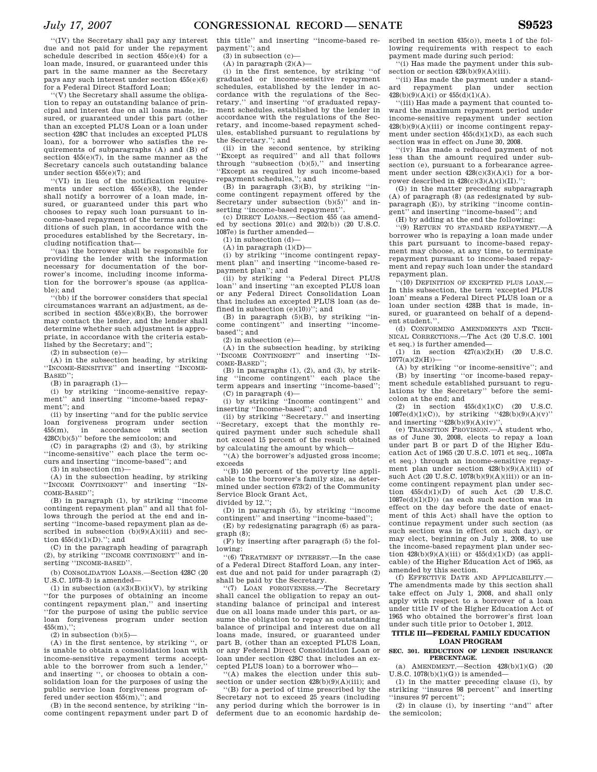"(IV) the Secretary shall pay any interest due and not paid for under the repayment schedule described in section 455(e)(4) for a loan made, insured, or guaranteed under this part in the same manner as the Secretary pays any such interest under section 455(e)(6) for a Federal Direct Stafford Loan;

"(V) the Secretary shall assume the obligation to repay an outstanding balance of principal and interest due on all loans made, insured, or guaranteed under this part (other than an excepted PLUS Loan or a loan under section 428C that includes an excepted PLUS loan), for a borrower who satisfies the requirements of subparagraphs (A) and (B) of section 455(e)(7), in the same manner as the Secretary cancels such outstanding balance under section 455(e)(7); and

"(VI) in lieu of the notification requirements under section 455(e)(8), the lender shall notify a borrower of a loan made, insured, or guaranteed under this part who chooses to repay such loan pursuant to income-based repayment of the terms and conditions of such plan, in accordance with the procedures established by the Secretary, including notification that—

"(aa) the borrower shall be responsible for providing the lender with the information necessary for documentation of the borrower's income, including income information for the borrower's spouse (as applicable); and

"(bb) if the borrower considers that special circumstances warrant an adjustment, as described in section 455(e)(8)(B), the borrower may contact the lender, and the lender shall determine whether such adjustment is appropriate, in accordance with the criteria established by the Secretary; and";

(2) in subsection (e)—

(A) in the subsection heading, by striking "INCOME-SENSITIVE" and inserting "INCOME-BASED";

(B) in paragraph (1)—

(i) by striking "income-sensitive repayment" and inserting "income-based repayment"; and

(ii) by inserting "and for the public service loan forgiveness program under section 455(m), in accordance with section 428C(b)(5)" before the semicolon; and

(C) in paragraphs (2) and (3), by striking "income-sensitive" each place the term occurs and inserting "income-based"; and

(3) in subsection (m)—

(A) in the subsection heading, by striking "INCOME CONTINGENT" and inserting "INCOME-BASED";

(B) in paragraph (1), by striking "income contingent repayment plan" and all that follows through the period at the end and inserting "income-based repayment plan as described in subsection (b)(9)(A)(iii) and section 455(d)(1)(D)."; and

(C) in the paragraph heading of paragraph (2), by striking "INCOME CONTINGENT" and inserting "INCOME-BASED".

(b) CONSOLIDATION LOANS.—Section 428C (20 U.S.C. 1078–3) is amended—

(1) in subsection (a)(3)(B)(i)(V), by striking "for the purposes of obtaining an income contingent repayment plan," and inserting "for the purpose of using the public service loan forgiveness program under section 455(m),";

(2) in subsection (b)(5)—

(A) in the first sentence, by striking ", or is unable to obtain a consolidation loan with income-sensitive repayment terms acceptable to the borrower from such a lender," and inserting ", or chooses to obtain a consolidation loan for the purposes of using the public service loan forgiveness program offered under section 455(m),"; and

(B) in the second sentence, by striking "income contingent repayment under part D of this title" and inserting "income-based repayment"; and

(3) in subsection (c)—

(A) in paragraph (2)(A)—

(i) in the first sentence, by striking "of graduated or income-sensitive repayment schedules, established by the lender in accordance with the regulations of the Secretary." and inserting "of graduated repayment schedules, established by the lender in accordance with the regulations of the Secretary, and income-based repayment schedules, established pursuant to regulations by the Secretary."; and

(ii) in the second sentence, by striking "Except as required" and all that follows through "subsection (b)(5)," and inserting "Except as required by such income-based repayment schedules,"; and

(B) in paragraph (3)(B), by striking "income contingent repayment offered by the Secretary under subsection (b)(5)" and inserting "income-based repayment".

(c) DIRECT LOANS.—Section 455 (as amended by sections 201(c) and 202(b)) (20 U.S.C. 1087e) is further amended—

(1) in subsection (d)—

(A) in paragraph (1)(D)—

(i) by striking "income contingent repayment plan" and inserting "income-based repayment plan"; and

(ii) by striking "a Federal Direct PLUS loan" and inserting "an excepted PLUS loan or any Federal Direct Consolidation Loan that includes an excepted PLUS loan (as defined in subsection (e)(10))"; and

(B) in paragraph (5)(B), by striking "income contingent" and inserting "income-based"; and

(2) in subsection (e)—

(A) in the subsection heading, by striking "INCOME CONTINGENT" and inserting "INCOME-BASED";

(B) in paragraphs (1), (2), and (3), by striking "income contingent" each place the term appears and inserting "income-based";

(C) in paragraph (4)—

(i) by striking "Income contingent" and inserting "Income-based"; and

(ii) by striking "Secretary." and inserting "Secretary, except that the monthly required payment under such schedule shall not exceed 15 percent of the result obtained by calculating the amount by which—

"(A) the borrower's adjusted gross income; exceeds

"(B) 150 percent of the poverty line applicable to the borrower's family size, as determined under section 673(2) of the Community Service Block Grant Act,

divided by 12.";

(D) in paragraph (5), by striking "income contingent" and inserting "income-based";

(E) by redesignating paragraph (6) as paragraph (8);

(F) by inserting after paragraph (5) the following:

"(6) TREATMENT OF INTEREST.—In the case of a Federal Direct Stafford Loan, any interest due and not paid for under paragraph (2) shall be paid by the Secretary.

"(7) LOAN FORGIVENESS.—The Secretary shall cancel the obligation to repay an outstanding balance of principal and interest due on all loans made under this part, or assume the obligation to repay an outstanding balance of principal and interest due on all loans made, insured, or guaranteed under part B, (other than an excepted PLUS Loan, or any Federal Direct Consolidation Loan or loan under section 428C that includes an excepted PLUS loan) to a borrower who—

"(A) makes the election under this subsection or under section 428(b)(9)(A)(iii); and

"(B) for a period of time prescribed by the Secretary not to exceed 25 years (including any period during which the borrower is in deferment due to an economic hardship described in section 435(o)), meets 1 of the following requirements with respect to each payment made during such period:

"(i) Has made the payment under this subsection or section 428(b)(9)(A)(iii).

"(ii) Has made the payment under a standard repayment plan under section 428(b)(9)(A)(i) or 455(d)(1)(A).

"(iii) Has made a payment that counted toward the maximum repayment period under income-sensitive repayment under section 428(b)(9)(A)(iii) or income contingent repayment under 455(d)(1)(D), as each such section was in effect on June 30, 2008.

"(iv) Has made a reduced payment of not less than the amount required under subsection (e), pursuant to a forbearance agreement under section 428(c)(3)(A)(i) for a borrower described in 428(c)(3)(A)(i)(II).";

(G) in the matter preceding subparagraph (A) of paragraph (8) (as redesignated by subparagraph (E)), by striking "income contingent" and inserting "income-based"; and

(H) by adding at the end the following:

"(9) RETURN TO STANDARD REPAYMENT.—A borrower who is repaying a loan made under this part pursuant to income-based repayment may choose, at any time, to terminate repayment pursuant to income-based repayment and repay such loan under the standard repayment plan.

"(10) DEFINITION OF EXCEPTED PLUS LOAN.—In this subsection, the term 'excepted PLUS loan' means a Federal Direct PLUS loan or a loan under section 428B that is made, insured, or guaranteed on behalf of a dependent student.".

(d) CONFORMING AMENDMENTS AND TECHNICAL CORRECTIONS.—The Act (20 U.S.C. 1001 et seq.) is further amended—

(1) in section 427(a)(2)(H) (20 U.S.C. 1077(a)(2)(H))—

(A) by striking "or income-sensitive"; and

(B) by inserting "or income-based repayment schedule established pursuant to regulations by the Secretary" before the semicolon at the end; and

(2) in section 455(d)(1)(C) (20 U.S.C. 1087e(d)(1)(C)), by striking "428(b)(9)(A)(v)" and inserting "428(b)(9)(A)(iv)".

(e) TRANSITION PROVISION.—A student who, as of June 30, 2008, elects to repay a loan under part B or part D of the Higher Education Act of 1965 (20 U.S.C. 1071 et seq., 1087a et seq.) through an income-sensitive repayment plan under section 428(b)(9)(A)(iii) of such Act (20 U.S.C. 1078(b)(9)(A)(iii)) or an income contingent repayment plan under section 455(d)(1)(D) of such Act (20 U.S.C. 1087e(d)(1)(D)) (as each such section was in effect on the day before the date of enactment of this Act) shall have the option to continue repayment under such section (as such section was in effect on such day), or may elect, beginning on July 1, 2008, to use the income-based repayment plan under section 428(b)(9)(A)(iii) or 455(d)(1)(D) (as applicable) of the Higher Education Act of 1965, as amended by this section.

(f) EFFECTIVE DATE AND APPLICABILITY.—The amendments made by this section shall take effect on July 1, 2008, and shall only apply with respect to a borrower of a loan under title IV of the Higher Education Act of 1965 who obtained the borrower's first loan under such title prior to October 1, 2012.

## TITLE III—FEDERAL FAMILY EDUCATION LOAN PROGRAM

### SEC. 301. REDUCTION OF LENDER INSURANCE PERCENTAGE.

(a) AMENDMENT.—Section 428(b)(1)(G) (20 U.S.C. 1078(b)(1)(G)) is amended—

(1) in the matter preceding clause (i), by striking "insures 98 percent" and inserting "insures 97 percent";

(2) in clause (i), by inserting "and" after the semicolon;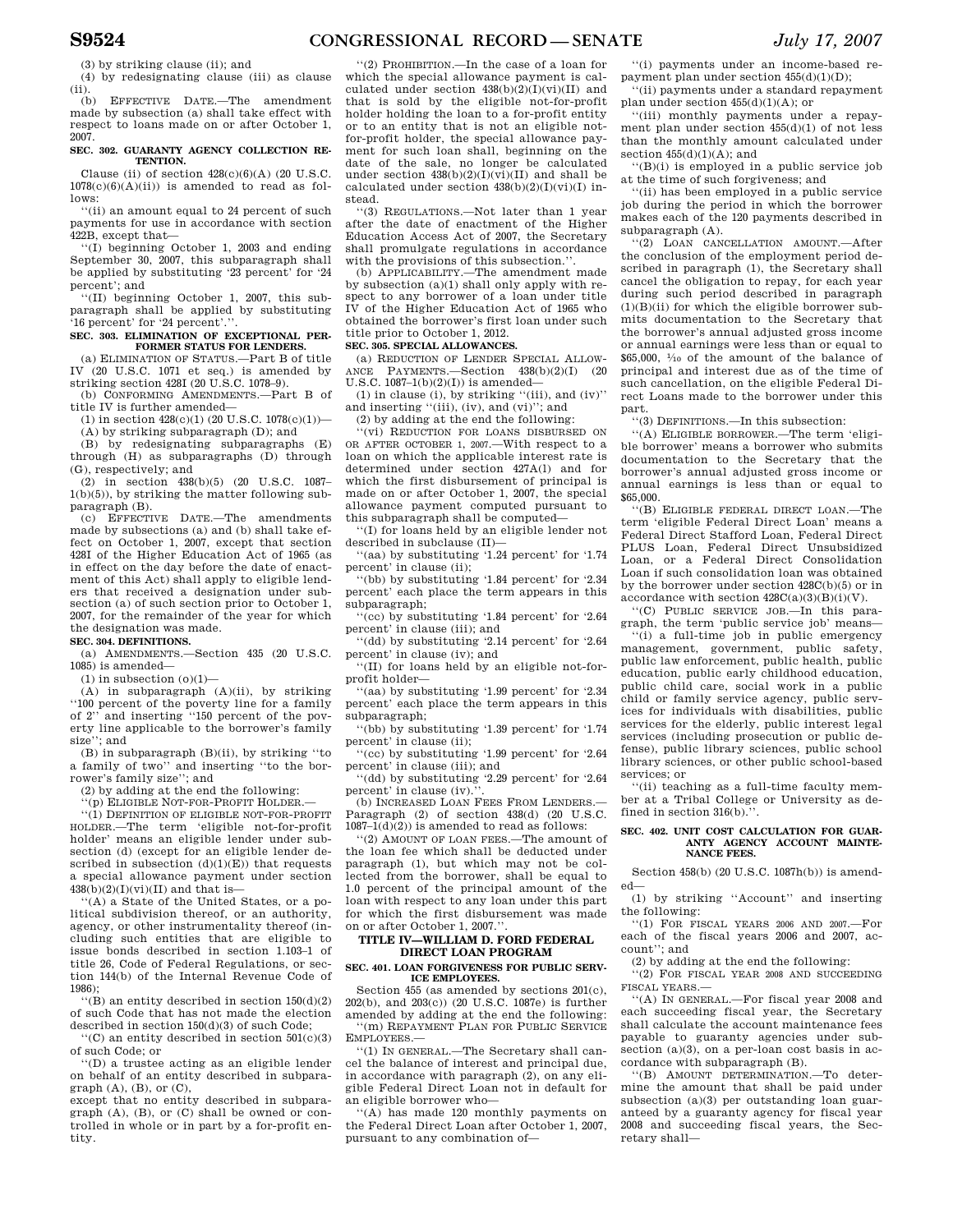(3) by striking clause (ii); and

(4) by redesignating clause (iii) as clause (ii).

(b) EFFECTIVE DATE.—The amendment made by subsection (a) shall take effect with respect to loans made on or after October 1, 2007.

**SEC. 302. GUARANTY AGENCY COLLECTION RETENTION.**

Clause (ii) of section 428(c)(6)(A) (20 U.S.C. 1078(c)(6)(A)(ii)) is amended to read as follows:

''(ii) an amount equal to 24 percent of such payments for use in accordance with section 422B, except that—

''(I) beginning October 1, 2003 and ending September 30, 2007, this subparagraph shall be applied by substituting '23 percent' for '24 percent'; and

''(II) beginning October 1, 2007, this subparagraph shall be applied by substituting '16 percent' for '24 percent'.''.

**SEC. 303. ELIMINATION OF EXCEPTIONAL PERFORMER STATUS FOR LENDERS.**

(a) ELIMINATION OF STATUS.—Part B of title IV (20 U.S.C. 1071 et seq.) is amended by striking section 428I (20 U.S.C. 1078–9).

(b) CONFORMING AMENDMENTS.—Part B of title IV is further amended—

(1) in section 428(c)(1) (20 U.S.C. 1078(c)(1))—

(A) by striking subparagraph (D); and

(B) by redesignating subparagraphs (E) through (H) as subparagraphs (D) through (G), respectively; and

(2) in section 438(b)(5) (20 U.S.C. 1087–1(b)(5)), by striking the matter following subparagraph (B).

(c) EFFECTIVE DATE.—The amendments made by subsections (a) and (b) shall take effect on October 1, 2007, except that section 428I of the Higher Education Act of 1965 (as in effect on the day before the date of enactment of this Act) shall apply to eligible lenders that received a designation under subsection (a) of such section prior to October 1, 2007, for the remainder of the year for which the designation was made.

**SEC. 304. DEFINITIONS.**

(a) AMENDMENTS.—Section 435 (20 U.S.C. 1085) is amended—

(1) in subsection (o)(1)—

(A) in subparagraph (A)(ii), by striking ''100 percent of the poverty line for a family of 2'' and inserting ''150 percent of the poverty line applicable to the borrower's family size''; and

(B) in subparagraph (B)(ii), by striking ''to a family of two'' and inserting ''to the borrower's family size''; and

(2) by adding at the end the following:

''(p) ELIGIBLE NOT-FOR-PROFIT HOLDER.—

''(1) DEFINITION OF ELIGIBLE NOT-FOR-PROFIT HOLDER.—The term 'eligible not-for-profit holder' means an eligible lender under subsection (d) (except for an eligible lender described in subsection (d)(1)(E)) that requests a special allowance payment under section 438(b)(2)(I)(vi)(II) and that is—

''(A) a State of the United States, or a political subdivision thereof, or an authority, agency, or other instrumentality thereof (including such entities that are eligible to issue bonds described in section 1.103–1 of title 26, Code of Federal Regulations, or section 144(b) of the Internal Revenue Code of 1986);

''(B) an entity described in section 150(d)(2) of such Code that has not made the election described in section 150(d)(3) of such Code;

''(C) an entity described in section 501(c)(3) of such Code; or

''(D) a trustee acting as an eligible lender on behalf of an entity described in subparagraph (A), (B), or (C),

except that no entity described in subparagraph (A), (B), or (C) shall be owned or controlled in whole or in part by a for-profit entity.

''(2) PROHIBITION.—In the case of a loan for which the special allowance payment is calculated under section 438(b)(2)(I)(vi)(II) and that is sold by the eligible not-for-profit holder holding the loan to a for-profit entity or to an entity that is not an eligible not-for-profit holder, the special allowance payment for such loan shall, beginning on the date of the sale, no longer be calculated under section 438(b)(2)(I)(vi)(II) and shall be calculated under section 438(b)(2)(I)(vi)(I) instead.

''(3) REGULATIONS.—Not later than 1 year after the date of enactment of the Higher Education Access Act of 2007, the Secretary shall promulgate regulations in accordance with the provisions of this subsection.''.

(b) APPLICABILITY.—The amendment made by subsection (a)(1) shall only apply with respect to any borrower of a loan under title IV of the Higher Education Act of 1965 who obtained the borrower's first loan under such title prior to October 1, 2012.

**SEC. 305. SPECIAL ALLOWANCES.**

(a) REDUCTION OF LENDER SPECIAL ALLOWANCE PAYMENTS.—Section 438(b)(2)(I) (20 U.S.C. 1087–1(b)(2)(I)) is amended—

(1) in clause (i), by striking ''(iii), and (iv)'' and inserting ''(iii), (iv), and (vi)''; and

(2) by adding at the end the following:

''(vi) REDUCTION FOR LOANS DISBURSED ON OR AFTER OCTOBER 1, 2007.—With respect to a loan on which the applicable interest rate is determined under section 427A(l) and for which the first disbursement of principal is made on or after October 1, 2007, the special allowance payment computed pursuant to this subparagraph shall be computed—

''(I) for loans held by an eligible lender not described in subclause (II)—

''(aa) by substituting '1.24 percent' for '1.74 percent' in clause (ii);

''(bb) by substituting '1.84 percent' for '2.34 percent' each place the term appears in this subparagraph;

''(cc) by substituting '1.84 percent' for '2.64 percent' in clause (iii); and

''(dd) by substituting '2.14 percent' for '2.64 percent' in clause (iv); and

''(II) for loans held by an eligible not-for-profit holder—

''(aa) by substituting '1.99 percent' for '2.34 percent' each place the term appears in this subparagraph;

''(bb) by substituting '1.39 percent' for '1.74 percent' in clause (ii);

''(cc) by substituting '1.99 percent' for '2.64 percent' in clause (iii); and

''(dd) by substituting '2.29 percent' for '2.64 percent' in clause (iv).''.

(b) INCREASED LOAN FEES FROM LENDERS.—Paragraph (2) of section 438(d) (20 U.S.C. 1087–1(d)(2)) is amended to read as follows:

''(2) AMOUNT OF LOAN FEES.—The amount of the loan fee which shall be deducted under paragraph (1), but which may not be collected from the borrower, shall be equal to 1.0 percent of the principal amount of the loan with respect to any loan under this part for which the first disbursement was made on or after October 1, 2007.''.

## TITLE IV—WILLIAM D. FORD FEDERAL DIRECT LOAN PROGRAM

**SEC. 401. LOAN FORGIVENESS FOR PUBLIC SERVICE EMPLOYEES.**

Section 455 (as amended by sections 201(c), 202(b), and 203(c)) (20 U.S.C. 1087e) is further amended by adding at the end the following:

''(m) REPAYMENT PLAN FOR PUBLIC SERVICE EMPLOYEES.—

''(1) IN GENERAL.—The Secretary shall cancel the balance of interest and principal due, in accordance with paragraph (2), on any eligible Federal Direct Loan not in default for an eligible borrower who—

''(A) has made 120 monthly payments on the Federal Direct Loan after October 1, 2007, pursuant to any combination of—

''(i) payments under an income-based repayment plan under section 455(d)(1)(D);

''(ii) payments under a standard repayment plan under section 455(d)(1)(A); or

''(iii) monthly payments under a repayment plan under section 455(d)(1) of not less than the monthly amount calculated under section 455(d)(1)(A); and

''(B)(i) is employed in a public service job at the time of such forgiveness; and

''(ii) has been employed in a public service job during the period in which the borrower makes each of the 120 payments described in subparagraph (A).

''(2) LOAN CANCELLATION AMOUNT.—After the conclusion of the employment period described in paragraph (1), the Secretary shall cancel the obligation to repay, for each year during such period described in paragraph (1)(B)(ii) for which the eligible borrower submits documentation to the Secretary that the borrower's annual adjusted gross income or annual earnings were less than or equal to $65,000, $1/10$ of the amount of the balance of principal and interest due as of the time of such cancellation, on the eligible Federal Direct Loans made to the borrower under this part.

''(3) DEFINITIONS.—In this subsection:

''(A) ELIGIBLE BORROWER.—The term 'eligible borrower' means a borrower who submits documentation to the Secretary that the borrower's annual adjusted gross income or annual earnings is less than or equal to $65,000.

''(B) ELIGIBLE FEDERAL DIRECT LOAN.—The term 'eligible Federal Direct Loan' means a Federal Direct Stafford Loan, Federal Direct PLUS Loan, Federal Direct Unsubsidized Loan, or a Federal Direct Consolidation Loan if such consolidation loan was obtained by the borrower under section 428C(b)(5) or in accordance with section 428C(a)(3)(B)(i)(V).

''(C) PUBLIC SERVICE JOB.—In this paragraph, the term 'public service job' means—

''(i) a full-time job in public emergency management, government, public safety, public law enforcement, public health, public education, public early childhood education, public child care, social work in a public child or family service agency, public services for individuals with disabilities, public services for the elderly, public interest legal services (including prosecution or public defense), public library sciences, public school library sciences, or other public school-based services; or

''(ii) teaching as a full-time faculty member at a Tribal College or University as defined in section 316(b).''.

**SEC. 402. UNIT COST CALCULATION FOR GUARANTY AGENCY ACCOUNT MAINTENANCE FEES.**

Section 458(b) (20 U.S.C. 1087h(b)) is amended—

(1) by striking ''Account'' and inserting the following:

''(1) FOR FISCAL YEARS 2006 AND 2007.—For each of the fiscal years 2006 and 2007, account''; and

(2) by adding at the end the following:

''(2) FOR FISCAL YEAR 2008 AND SUCCEEDING FISCAL YEARS.—

''(A) IN GENERAL.—For fiscal year 2008 and each succeeding fiscal year, the Secretary shall calculate the account maintenance fees payable to guaranty agencies under subsection (a)(3), on a per-loan cost basis in accordance with subparagraph (B).

''(B) AMOUNT DETERMINATION.—To determine the amount that shall be paid under subsection (a)(3) per outstanding loan guaranteed by a guaranty agency for fiscal year 2008 and succeeding fiscal years, the Secretary shall—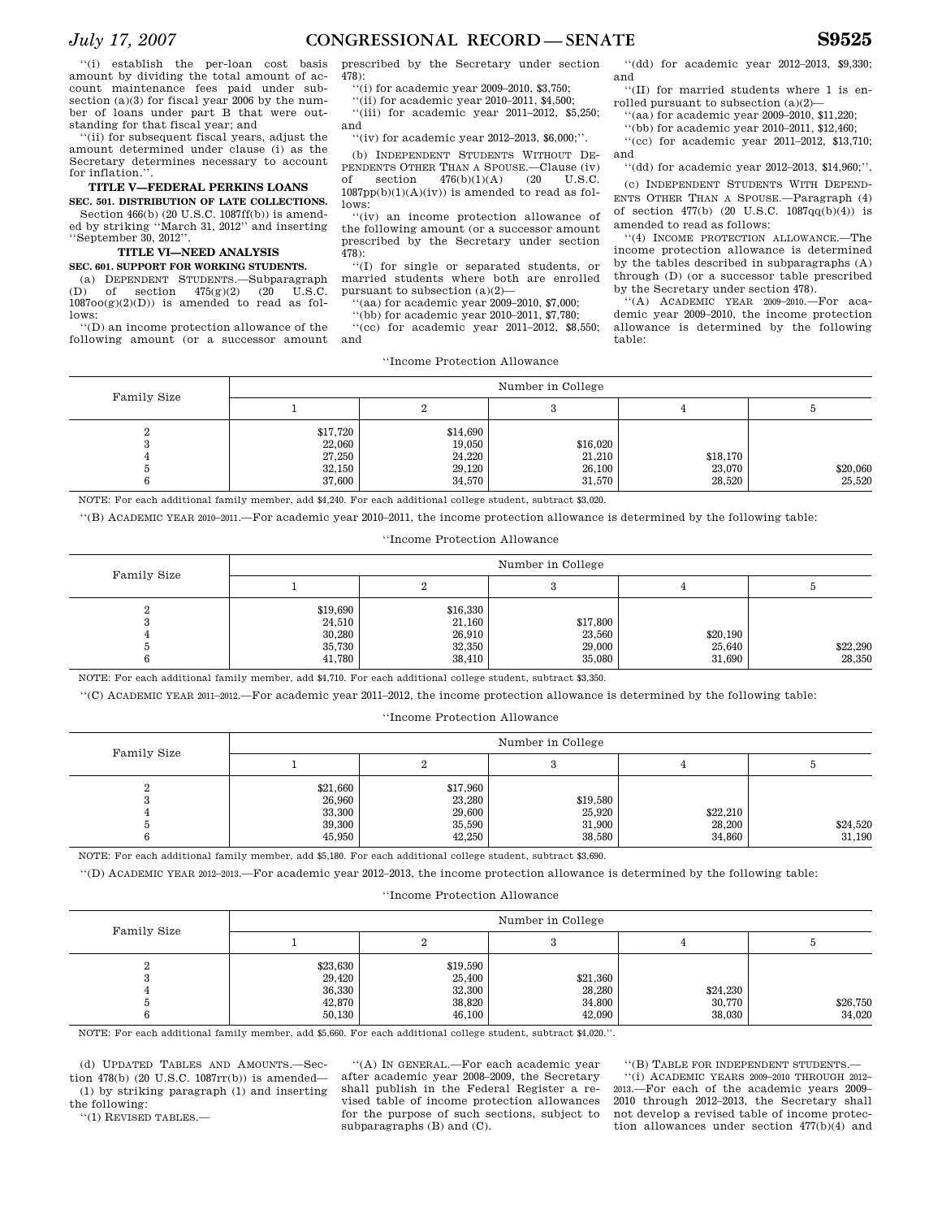''(i) establish the per-loan cost basis amount by dividing the total amount of account maintenance fees paid under subsection (a)(3) for fiscal year 2006 by the number of loans under part B that were outstanding for that fiscal year; and

''(ii) for subsequent fiscal years, adjust the amount determined under clause (i) as the Secretary determines necessary to account for inflation.''.

## TITLE V—FEDERAL PERKINS LOANS

### SEC. 501. DISTRIBUTION OF LATE COLLECTIONS.

Section 466(b) (20 U.S.C. 1087ff(b)) is amended by striking ''March 31, 2012'' and inserting ''September 30, 2012''.

## TITLE VI—NEED ANALYSIS

### SEC. 601. SUPPORT FOR WORKING STUDENTS.

(a) DEPENDENT STUDENTS.—Subparagraph (D) of section 475(g)(2) (20 U.S.C. 1087oo(g)(2)(D)) is amended to read as follows:

''(D) an income protection allowance of the following amount (or a successor amount prescribed by the Secretary under section 478):

''(i) for academic year 2009–2010, $3,750;

''(ii) for academic year 2010–2011, $4,500;

''(iii) for academic year 2011–2012, $5,250; and

''(iv) for academic year 2012–2013, $6,000;''.

(b) INDEPENDENT STUDENTS WITHOUT DEPENDENTS OTHER THAN A SPOUSE.—Clause (iv) of section 476(b)(1)(A) (20 U.S.C. 1087pp(b)(1)(A)(iv)) is amended to read as follows:

''(iv) an income protection allowance of the following amount (or a successor amount prescribed by the Secretary under section 478):

''(I) for single or separated students, or married students where both are enrolled pursuant to subsection (a)(2)—

''(aa) for academic year 2009–2010, $7,000;

''(bb) for academic year 2010–2011, $7,780;

''(cc) for academic year 2011–2012, $8,550; and

''(dd) for academic year 2012–2013, $9,330; and

''(II) for married students where 1 is enrolled pursuant to subsection (a)(2)—

''(aa) for academic year 2009–2010, $11,220;

''(bb) for academic year 2010–2011, $12,460;

''(cc) for academic year 2011–2012, $13,710; and

''(dd) for academic year 2012–2013, $14,960;''.

(c) INDEPENDENT STUDENTS WITH DEPENDENTS OTHER THAN A SPOUSE.—Paragraph (4) of section 477(b) (20 U.S.C. 1087qq(b)(4)) is amended to read as follows:

''(4) INCOME PROTECTION ALLOWANCE.—The income protection allowance is determined by the tables described in subparagraphs (A) through (D) (or a successor table prescribed by the Secretary under section 478).

''(A) ACADEMIC YEAR 2009–2010.—For academic year 2009–2010, the income protection allowance is determined by the following table:

''Income Protection Allowance

| Family Size | Number in College | | | | |
|---|---|---|---|---|---|
| | 1 | 2 | 3 | 4 | 5 |
| 2 | $17,720 | $14,690 | | | |
| 3 | 22,060 | 19,050 | $16,020 | | |
| 4 | 27,250 | 24,220 | 21,210 | $18,170 | |
| 5 | 32,150 | 29,120 | 26,100 | 23,070 | $20,060 |
| 6 | 37,600 | 34,570 | 31,570 | 28,520 | 25,520 |

NOTE: For each additional family member, add $4,240. For each additional college student, subtract $3,020.

''(B) ACADEMIC YEAR 2010–2011.—For academic year 2010–2011, the income protection allowance is determined by the following table:

''Income Protection Allowance

| Family Size | Number in College | | | | |
|---|---|---|---|---|---|
| | 1 | 2 | 3 | 4 | 5 |
| 2 | $19,690 | $16,330 | | | |
| 3 | 24,510 | 21,160 | $17,800 | | |
| 4 | 30,280 | 26,910 | 23,560 | $20,190 | |
| 5 | 35,730 | 32,350 | 29,000 | 25,640 | $22,290 |
| 6 | 41,780 | 38,410 | 35,080 | 31,690 | 28,350 |

NOTE: For each additional family member, add $4,710. For each additional college student, subtract $3,350.

''(C) ACADEMIC YEAR 2011–2012.—For academic year 2011–2012, the income protection allowance is determined by the following table:

''Income Protection Allowance

| Family Size | Number in College | | | | |
|---|---|---|---|---|---|
| | 1 | 2 | 3 | 4 | 5 |
| 2 | $21,660 | $17,960 | | | |
| 3 | 26,960 | 23,280 | $19,580 | | |
| 4 | 33,300 | 29,600 | 25,920 | $22,210 | |
| 5 | 39,300 | 35,590 | 31,900 | 28,200 | $24,520 |
| 6 | 45,950 | 42,250 | 38,580 | 34,860 | 31,190 |

NOTE: For each additional family member, add $5,180. For each additional college student, subtract $3,690.

''(D) ACADEMIC YEAR 2012–2013.—For academic year 2012–2013, the income protection allowance is determined by the following table:

''Income Protection Allowance

| Family Size | Number in College | | | | |
|---|---|---|---|---|---|
| | 1 | 2 | 3 | 4 | 5 |
| 2 | $23,630 | $19,590 | | | |
| 3 | 29,420 | 25,400 | $21,360 | | |
| 4 | 36,330 | 32,300 | 28,280 | $24,230 | |
| 5 | 42,870 | 38,820 | 34,800 | 30,770 | $26,750 |
| 6 | 50,130 | 46,100 | 42,090 | 38,030 | 34,020 |

NOTE: For each additional family member, add $5,660. For each additional college student, subtract $4,020.''.

(d) UPDATED TABLES AND AMOUNTS.—Section 478(b) (20 U.S.C. 1087rr(b)) is amended—

(1) by striking paragraph (1) and inserting the following:

''(1) REVISED TABLES.—

''(A) IN GENERAL.—For each academic year after academic year 2008–2009, the Secretary shall publish in the Federal Register a revised table of income protection allowances for the purpose of such sections, subject to subparagraphs (B) and (C).

''(B) TABLE FOR INDEPENDENT STUDENTS.—

''(i) ACADEMIC YEARS 2009–2010 THROUGH 2012–2013.—For each of the academic years 2009–2010 through 2012–2013, the Secretary shall not develop a revised table of income protection allowances under section 477(b)(4) and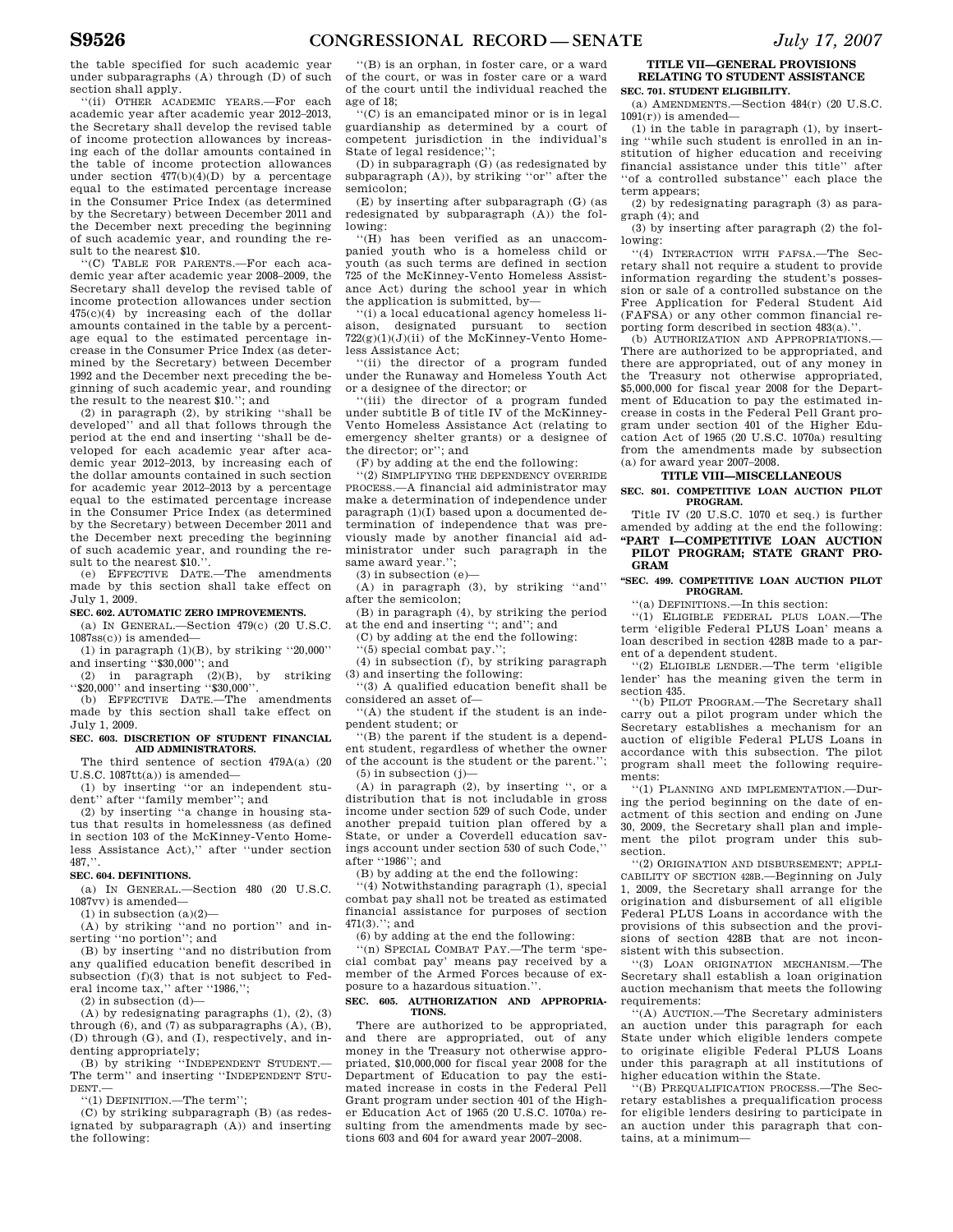the table specified for such academic year under subparagraphs (A) through (D) of such section shall apply.

''(ii) OTHER ACADEMIC YEARS.—For each academic year after academic year 2012–2013, the Secretary shall develop the revised table of income protection allowances by increasing each of the dollar amounts contained in the table of income protection allowances under section 477(b)(4)(D) by a percentage equal to the estimated percentage increase in the Consumer Price Index (as determined by the Secretary) between December 2011 and the December next preceding the beginning of such academic year, and rounding the result to the nearest $10.

''(C) TABLE FOR PARENTS.—For each academic year after academic year 2008–2009, the Secretary shall develop the revised table of income protection allowances under section 475(c)(4) by increasing each of the dollar amounts contained in the table by a percentage equal to the estimated percentage increase in the Consumer Price Index (as determined by the Secretary) between December 1992 and the December next preceding the beginning of such academic year, and rounding the result to the nearest $10.''; and

(2) in paragraph (2), by striking ''shall be developed'' and all that follows through the period at the end and inserting ''shall be developed for each academic year after academic year 2012–2013, by increasing each of the dollar amounts contained in such section for academic year 2012–2013 by a percentage equal to the estimated percentage increase in the Consumer Price Index (as determined by the Secretary) between December 2011 and the December next preceding the beginning of such academic year, and rounding the result to the nearest $10.''.

(e) EFFECTIVE DATE.—The amendments made by this section shall take effect on July 1, 2009.

**SEC. 602. AUTOMATIC ZERO IMPROVEMENTS.**

(a) IN GENERAL.—Section 479(c) (20 U.S.C. 1087ss(c)) is amended—

(1) in paragraph (1)(B), by striking ''20,000'' and inserting ''$30,000''; and

(2) in paragraph (2)(B), by striking ''$20,000'' and inserting ''$30,000''.

(b) EFFECTIVE DATE.—The amendments made by this section shall take effect on July 1, 2009.

**SEC. 603. DISCRETION OF STUDENT FINANCIAL AID ADMINISTRATORS.**

The third sentence of section 479A(a) (20 U.S.C. 1087tt(a)) is amended—

(1) by inserting ''or an independent student'' after ''family member''; and

(2) by inserting ''a change in housing status that results in homelessness (as defined in section 103 of the McKinney-Vento Homeless Assistance Act),'' after ''under section 487,''.

**SEC. 604. DEFINITIONS.**

(a) IN GENERAL.—Section 480 (20 U.S.C. 1087vv) is amended—

(1) in subsection (a)(2)—

(A) by striking ''and no portion'' and inserting ''no portion''; and

(B) by inserting ''and no distribution from any qualified education benefit described in subsection (f)(3) that is not subject to Federal income tax,'' after ''1986,'';

(2) in subsection (d)—

(A) by redesignating paragraphs (1), (2), (3) through (6), and (7) as subparagraphs (A), (B), (D) through (G), and (I), respectively, and indenting appropriately;

(B) by striking ''INDEPENDENT STUDENT.—The term'' and inserting ''INDEPENDENT STUDENT.—

''(1) DEFINITION.—The term'';

(C) by striking subparagraph (B) (as redesignated by subparagraph (A)) and inserting the following:

''(B) is an orphan, in foster care, or a ward of the court, or was in foster care or a ward of the court until the individual reached the age of 18;

''(C) is an emancipated minor or is in legal guardianship as determined by a court of competent jurisdiction in the individual's State of legal residence;'';

(D) in subparagraph (G) (as redesignated by subparagraph (A)), by striking ''or'' after the semicolon;

(E) by inserting after subparagraph (G) (as redesignated by subparagraph (A)) the following:

''(H) has been verified as an unaccompanied youth who is a homeless child or youth (as such terms are defined in section 725 of the McKinney-Vento Homeless Assistance Act) during the school year in which the application is submitted, by—

''(i) a local educational agency homeless liaison, designated pursuant to section 722(g)(1)(J)(ii) of the McKinney-Vento Homeless Assistance Act;

''(ii) the director of a program funded under the Runaway and Homeless Youth Act or a designee of the director; or

''(iii) the director of a program funded under subtitle B of title IV of the McKinney-Vento Homeless Assistance Act (relating to emergency shelter grants) or a designee of the director; or''; and

(F) by adding at the end the following:

''(2) SIMPLIFYING THE DEPENDENCY OVERRIDE PROCESS.—A financial aid administrator may make a determination of independence under paragraph (1)(I) based upon a documented determination of independence that was previously made by another financial aid administrator under such paragraph in the same award year.'';

(3) in subsection (e)—

(A) in paragraph (3), by striking ''and'' after the semicolon;

(B) in paragraph (4), by striking the period at the end and inserting ''; and''; and

(C) by adding at the end the following:

''(5) special combat pay.'';

(4) in subsection (f), by striking paragraph (3) and inserting the following:

''(3) A qualified education benefit shall be considered an asset of—

''(A) the student if the student is an independent student; or

''(B) the parent if the student is a dependent student, regardless of whether the owner of the account is the student or the parent.'';

(5) in subsection (j)—

(A) in paragraph (2), by inserting '', or a distribution that is not includable in gross income under section 529 of such Code, under another prepaid tuition plan offered by a State, or under a Coverdell education savings account under section 530 of such Code,'' after ''1986''; and

(B) by adding at the end the following:

''(4) Notwithstanding paragraph (1), special combat pay shall not be treated as estimated financial assistance for purposes of section 471(3).''; and

(6) by adding at the end the following:

''(n) SPECIAL COMBAT PAY.—The term 'special combat pay' means pay received by a member of the Armed Forces because of exposure to a hazardous situation.''.

**SEC. 605. AUTHORIZATION AND APPROPRIATIONS.**

There are authorized to be appropriated, and there are appropriated, out of any money in the Treasury not otherwise appropriated, $10,000,000 for fiscal year 2008 for the Department of Education to pay the estimated increase in costs in the Federal Pell Grant program under section 401 of the Higher Education Act of 1965 (20 U.S.C. 1070a) resulting from the amendments made by sections 603 and 604 for award year 2007–2008.

## TITLE VII—GENERAL PROVISIONS RELATING TO STUDENT ASSISTANCE

**SEC. 701. STUDENT ELIGIBILITY.**

(a) AMENDMENTS.—Section 484(r) (20 U.S.C. 1091(r)) is amended—

(1) in the table in paragraph (1), by inserting ''while such student is enrolled in an institution of higher education and receiving financial assistance under this title'' after ''of a controlled substance'' each place the term appears;

(2) by redesignating paragraph (3) as paragraph (4); and

(3) by inserting after paragraph (2) the following:

''(4) INTERACTION WITH FAFSA.—The Secretary shall not require a student to provide information regarding the student's possession or sale of a controlled substance on the Free Application for Federal Student Aid (FAFSA) or any other common financial reporting form described in section 483(a).''.

(b) AUTHORIZATION AND APPROPRIATIONS.—There are authorized to be appropriated, and there are appropriated, out of any money in the Treasury not otherwise appropriated, $5,000,000 for fiscal year 2008 for the Department of Education to pay the estimated increase in costs in the Federal Pell Grant program under section 401 of the Higher Education Act of 1965 (20 U.S.C. 1070a) resulting from the amendments made by subsection (a) for award year 2007–2008.

## TITLE VIII—MISCELLANEOUS

**SEC. 801. COMPETITIVE LOAN AUCTION PILOT PROGRAM.**

Title IV (20 U.S.C. 1070 et seq.) is further amended by adding at the end the following:

**''PART I—COMPETITIVE LOAN AUCTION PILOT PROGRAM; STATE GRANT PROGRAM**

**''SEC. 499. COMPETITIVE LOAN AUCTION PILOT PROGRAM.**

''(a) DEFINITIONS.—In this section:

''(1) ELIGIBLE FEDERAL PLUS LOAN.—The term 'eligible Federal PLUS Loan' means a loan described in section 428B made to a parent of a dependent student.

''(2) ELIGIBLE LENDER.—The term 'eligible lender' has the meaning given the term in section 435.

''(b) PILOT PROGRAM.—The Secretary shall carry out a pilot program under which the Secretary establishes a mechanism for an auction of eligible Federal PLUS Loans in accordance with this subsection. The pilot program shall meet the following requirements:

''(1) PLANNING AND IMPLEMENTATION.—During the period beginning on the date of enactment of this section and ending on June 30, 2009, the Secretary shall plan and implement the pilot program under this subsection.

''(2) ORIGINATION AND DISBURSEMENT; APPLICABILITY OF SECTION 428B.—Beginning on July 1, 2009, the Secretary shall arrange for the origination and disbursement of all eligible Federal PLUS Loans in accordance with the provisions of this subsection and the provisions of section 428B that are not inconsistent with this subsection.

''(3) LOAN ORIGINATION MECHANISM.—The Secretary shall establish a loan origination auction mechanism that meets the following requirements:

''(A) AUCTION.—The Secretary administers an auction under this paragraph for each State under which eligible lenders compete to originate eligible Federal PLUS Loans under this paragraph at all institutions of higher education within the State.

''(B) PREQUALIFICATION PROCESS.—The Secretary establishes a prequalification process for eligible lenders desiring to participate in an auction under this paragraph that contains, at a minimum—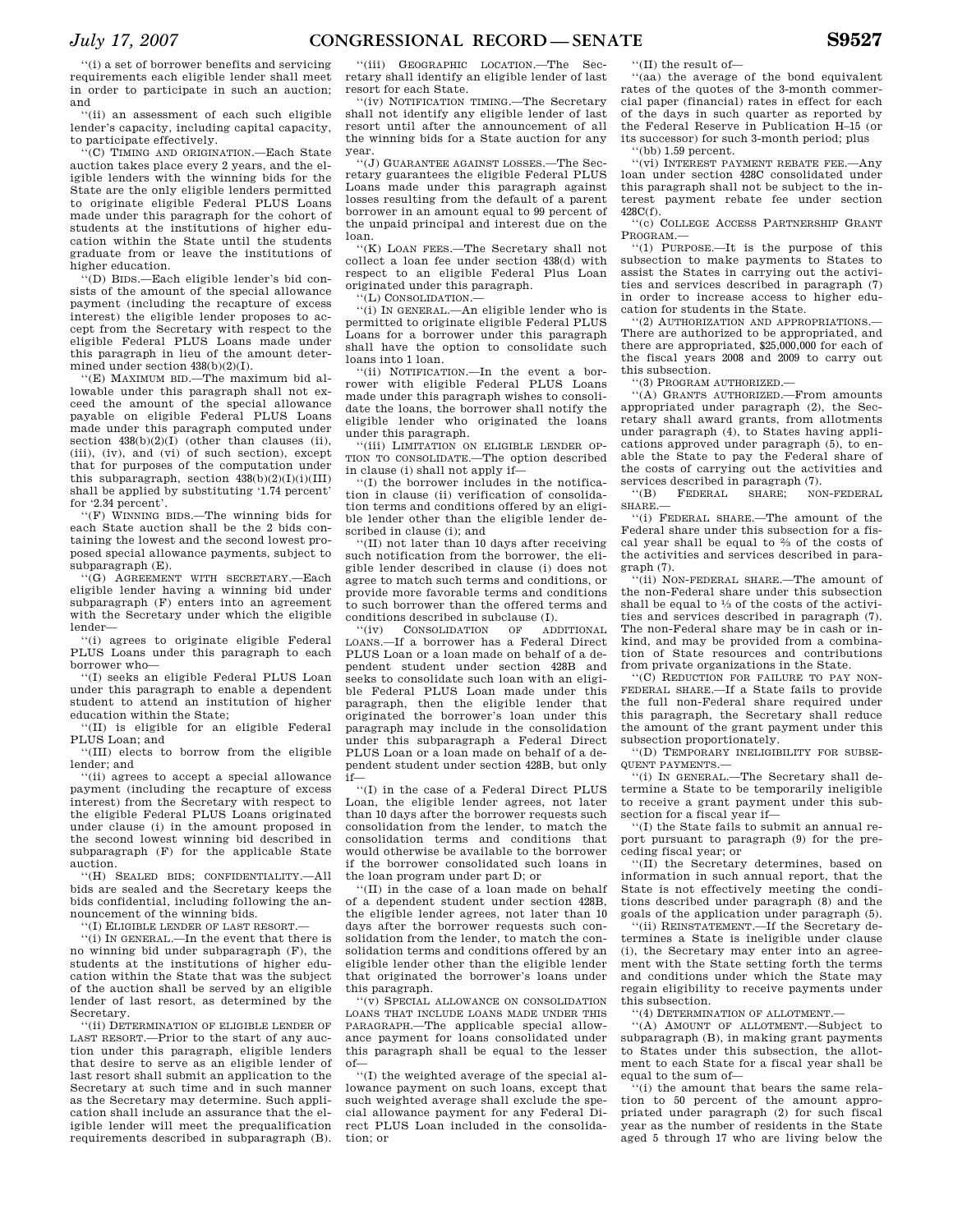''(i) a set of borrower benefits and servicing requirements each eligible lender shall meet in order to participate in such an auction; and

''(ii) an assessment of each such eligible lender's capacity, including capital capacity, to participate effectively.

''(C) TIMING AND ORIGINATION.—Each State auction takes place every 2 years, and the eligible lenders with the winning bids for the State are the only eligible lenders permitted to originate eligible Federal PLUS Loans made under this paragraph for the cohort of students at the institutions of higher education within the State until the students graduate from or leave the institutions of higher education.

''(D) BIDS.—Each eligible lender's bid consists of the amount of the special allowance payment (including the recapture of excess interest) the eligible lender proposes to accept from the Secretary with respect to the eligible Federal PLUS Loans made under this paragraph in lieu of the amount determined under section 438(b)(2)(I).

''(E) MAXIMUM BID.—The maximum bid allowable under this paragraph shall not exceed the amount of the special allowance payable on eligible Federal PLUS Loans made under this paragraph computed under section 438(b)(2)(I) (other than clauses (ii), (iii), (iv), and (vi) of such section), except that for purposes of the computation under this subparagraph, section 438(b)(2)(I)(i)(III) shall be applied by substituting '1.74 percent' for '2.34 percent'.

''(F) WINNING BIDS.—The winning bids for each State auction shall be the 2 bids containing the lowest and the second lowest proposed special allowance payments, subject to subparagraph (E).

''(G) AGREEMENT WITH SECRETARY.—Each eligible lender having a winning bid under subparagraph (F) enters into an agreement with the Secretary under which the eligible lender—

''(i) agrees to originate eligible Federal PLUS Loans under this paragraph to each borrower who—

''(I) seeks an eligible Federal PLUS Loan under this paragraph to enable a dependent student to attend an institution of higher education within the State;

''(II) is eligible for an eligible Federal PLUS Loan; and

''(III) elects to borrow from the eligible lender; and

''(ii) agrees to accept a special allowance payment (including the recapture of excess interest) from the Secretary with respect to the eligible Federal PLUS Loans originated under clause (i) in the amount proposed in the second lowest winning bid described in subparagraph (F) for the applicable State auction.

''(H) SEALED BIDS; CONFIDENTIALITY.—All bids are sealed and the Secretary keeps the bids confidential, including following the announcement of the winning bids.

''(I) ELIGIBLE LENDER OF LAST RESORT.—

''(i) IN GENERAL.—In the event that there is no winning bid under subparagraph (F), the students at the institutions of higher education within the State that was the subject of the auction shall be served by an eligible lender of last resort, as determined by the Secretary.

''(ii) DETERMINATION OF ELIGIBLE LENDER OF LAST RESORT.—Prior to the start of any auction under this paragraph, eligible lenders that desire to serve as an eligible lender of last resort shall submit an application to the Secretary at such time and in such manner as the Secretary may determine. Such application shall include an assurance that the eligible lender will meet the prequalification requirements described in subparagraph (B).

''(iii) GEOGRAPHIC LOCATION.—The Secretary shall identify an eligible lender of last resort for each State.

''(iv) NOTIFICATION TIMING.—The Secretary shall not identify any eligible lender of last resort until after the announcement of all the winning bids for a State auction for any year.

''(J) GUARANTEE AGAINST LOSSES.—The Secretary guarantees the eligible Federal PLUS Loans made under this paragraph against losses resulting from the default of a parent borrower in an amount equal to 99 percent of the unpaid principal and interest due on the loan.

''(K) LOAN FEES.—The Secretary shall not collect a loan fee under section 438(d) with respect to an eligible Federal Plus Loan originated under this paragraph.

''(L) CONSOLIDATION.—

''(i) IN GENERAL.—An eligible lender who is permitted to originate eligible Federal PLUS Loans for a borrower under this paragraph shall have the option to consolidate such loans into 1 loan.

''(ii) NOTIFICATION.—In the event a borrower with eligible Federal PLUS Loans made under this paragraph wishes to consolidate the loans, the borrower shall notify the eligible lender who originated the loans under this paragraph.

''(iii) LIMITATION ON ELIGIBLE LENDER OPTION TO CONSOLIDATE.—The option described in clause (i) shall not apply if—

''(I) the borrower includes in the notification in clause (ii) verification of consolidation terms and conditions offered by an eligible lender other than the eligible lender described in clause (i); and

''(II) not later than 10 days after receiving such notification from the borrower, the eligible lender described in clause (i) does not agree to match such terms and conditions, or provide more favorable terms and conditions to such borrower than the offered terms and conditions described in subclause (I).

''(iv) CONSOLIDATION OF ADDITIONAL LOANS.—If a borrower has a Federal Direct PLUS Loan or a loan made on behalf of a dependent student under section 428B and seeks to consolidate such loan with an eligible Federal PLUS Loan made under this paragraph, then the eligible lender that originated the borrower's loan under this paragraph may include in the consolidation under this subparagraph a Federal Direct PLUS Loan or a loan made on behalf of a dependent student under section 428B, but only if—

''(I) in the case of a Federal Direct PLUS Loan, the eligible lender agrees, not later than 10 days after the borrower requests such consolidation from the lender, to match the consolidation terms and conditions that would otherwise be available to the borrower if the borrower consolidated such loans in the loan program under part D; or

''(II) in the case of a loan made on behalf of a dependent student under section 428B, the eligible lender agrees, not later than 10 days after the borrower requests such consolidation from the lender, to match the consolidation terms and conditions offered by an eligible lender other than the eligible lender that originated the borrower's loans under this paragraph.

''(v) SPECIAL ALLOWANCE ON CONSOLIDATION LOANS THAT INCLUDE LOANS MADE UNDER THIS PARAGRAPH.—The applicable special allowance payment for loans consolidated under this paragraph shall be equal to the lesser of—

''(I) the weighted average of the special allowance payment on such loans, except that such weighted average shall exclude the special allowance payment for any Federal Direct PLUS Loan included in the consolidation; or

''(II) the result of—

''(aa) the average of the bond equivalent rates of the quotes of the 3-month commercial paper (financial) rates in effect for each of the days in such quarter as reported by the Federal Reserve in Publication H–15 (or its successor) for such 3-month period; plus

''(bb) 1.59 percent.

''(vi) INTEREST PAYMENT REBATE FEE.—Any loan under section 428C consolidated under this paragraph shall not be subject to the interest payment rebate fee under section 428C(f).

''(c) COLLEGE ACCESS PARTNERSHIP GRANT PROGRAM.—

''(1) PURPOSE.—It is the purpose of this subsection to make payments to States to assist the States in carrying out the activities and services described in paragraph (7) in order to increase access to higher education for students in the State.

''(2) AUTHORIZATION AND APPROPRIATIONS.—There are authorized to be appropriated, and there are appropriated, $25,000,000 for each of the fiscal years 2008 and 2009 to carry out this subsection.

''(3) PROGRAM AUTHORIZED.—

''(A) GRANTS AUTHORIZED.—From amounts appropriated under paragraph (2), the Secretary shall award grants, from allotments under paragraph (4), to States having applications approved under paragraph (5), to enable the State to pay the Federal share of the costs of carrying out the activities and services described in paragraph (7).

''(B) FEDERAL SHARE; NON-FEDERAL SHARE.—

''(i) FEDERAL SHARE.—The amount of the Federal share under this subsection for a fiscal year shall be equal to ⅔ of the costs of the activities and services described in paragraph (7).

''(ii) NON-FEDERAL SHARE.—The amount of the non-Federal share under this subsection shall be equal to ⅓ of the costs of the activities and services described in paragraph (7). The non-Federal share may be in cash or in-kind, and may be provided from a combination of State resources and contributions from private organizations in the State.

''(C) REDUCTION FOR FAILURE TO PAY NON-FEDERAL SHARE.—If a State fails to provide the full non-Federal share required under this paragraph, the Secretary shall reduce the amount of the grant payment under this subsection proportionately.

''(D) TEMPORARY INELIGIBILITY FOR SUBSEQUENT PAYMENTS.—

''(i) IN GENERAL.—The Secretary shall determine a State to be temporarily ineligible to receive a grant payment under this subsection for a fiscal year if—

''(I) the State fails to submit an annual report pursuant to paragraph (9) for the preceding fiscal year; or

''(II) the Secretary determines, based on information in such annual report, that the State is not effectively meeting the conditions described under paragraph (8) and the goals of the application under paragraph (5).

''(ii) REINSTATEMENT.—If the Secretary determines a State is ineligible under clause (i), the Secretary may enter into an agreement with the State setting forth the terms and conditions under which the State may regain eligibility to receive payments under this subsection.

''(4) DETERMINATION OF ALLOTMENT.—

''(A) AMOUNT OF ALLOTMENT.—Subject to subparagraph (B), in making grant payments to States under this subsection, the allotment to each State for a fiscal year shall be equal to the sum of—

''(i) the amount that bears the same relation to 50 percent of the amount appropriated under paragraph (2) for such fiscal year as the number of residents in the State aged 5 through 17 who are living below the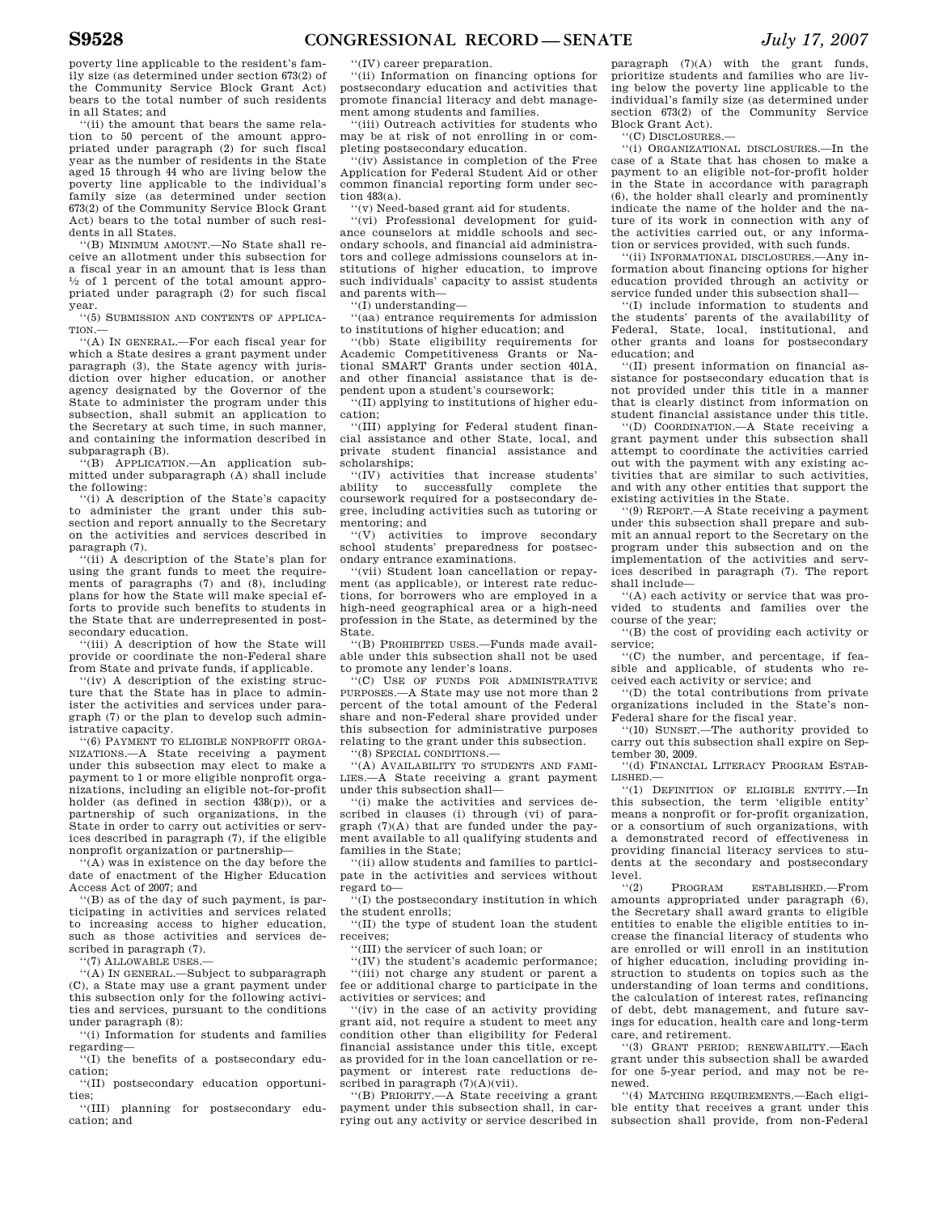poverty line applicable to the resident's family size (as determined under section 673(2) of the Community Service Block Grant Act) bears to the total number of such residents in all States; and

''(ii) the amount that bears the same relation to 50 percent of the amount appropriated under paragraph (2) for such fiscal year as the number of residents in the State aged 15 through 44 who are living below the poverty line applicable to the individual's family size (as determined under section 673(2) of the Community Service Block Grant Act) bears to the total number of such residents in all States.

''(B) MINIMUM AMOUNT.—No State shall receive an allotment under this subsection for a fiscal year in an amount that is less than ½ of 1 percent of the total amount appropriated under paragraph (2) for such fiscal year.

''(5) SUBMISSION AND CONTENTS OF APPLICATION.—

''(A) IN GENERAL.—For each fiscal year for which a State desires a grant payment under paragraph (3), the State agency with jurisdiction over higher education, or another agency designated by the Governor of the State to administer the program under this subsection, shall submit an application to the Secretary at such time, in such manner, and containing the information described in subparagraph (B).

''(B) APPLICATION.—An application submitted under subparagraph (A) shall include the following:

''(i) A description of the State's capacity to administer the grant under this subsection and report annually to the Secretary on the activities and services described in paragraph (7).

''(ii) A description of the State's plan for using the grant funds to meet the requirements of paragraphs (7) and (8), including plans for how the State will make special efforts to provide such benefits to students in the State that are underrepresented in postsecondary education.

''(iii) A description of how the State will provide or coordinate the non-Federal share from State and private funds, if applicable.

''(iv) A description of the existing structure that the State has in place to administer the activities and services under paragraph (7) or the plan to develop such administrative capacity.

''(6) PAYMENT TO ELIGIBLE NONPROFIT ORGANIZATIONS.—A State receiving a payment under this subsection may elect to make a payment to 1 or more eligible nonprofit organizations, including an eligible not-for-profit holder (as defined in section 438(p)), or a partnership of such organizations, in the State in order to carry out activities or services described in paragraph (7), if the eligible nonprofit organization or partnership—

''(A) was in existence on the day before the date of enactment of the Higher Education Access Act of 2007; and

''(B) as of the day of such payment, is participating in activities and services related to increasing access to higher education, such as those activities and services described in paragraph (7).

''(7) ALLOWABLE USES.—

''(A) IN GENERAL.—Subject to subparagraph (C), a State may use a grant payment under this subsection only for the following activities and services, pursuant to the conditions under paragraph (8):

''(i) Information for students and families regarding—

''(I) the benefits of a postsecondary education;

''(II) postsecondary education opportunities;

''(III) planning for postsecondary education; and

''(IV) career preparation.

''(ii) Information on financing options for postsecondary education and activities that promote financial literacy and debt management among students and families.

''(iii) Outreach activities for students who may be at risk of not enrolling in or completing postsecondary education.

''(iv) Assistance in completion of the Free Application for Federal Student Aid or other common financial reporting form under section 483(a).

''(v) Need-based grant aid for students.

''(vi) Professional development for guidance counselors at middle schools and secondary schools, and financial aid administrators and college admissions counselors at institutions of higher education, to improve such individuals' capacity to assist students and parents with—

''(I) understanding—

''(aa) entrance requirements for admission to institutions of higher education; and

''(bb) State eligibility requirements for Academic Competitiveness Grants or National SMART Grants under section 401A, and other financial assistance that is dependent upon a student's coursework;

''(II) applying to institutions of higher education;

''(III) applying for Federal student financial assistance and other State, local, and private student financial assistance and scholarships;

''(IV) activities that increase students' ability to successfully complete the coursework required for a postsecondary degree, including activities such as tutoring or mentoring; and

''(V) activities to improve secondary school students' preparedness for postsecondary entrance examinations.

''(vii) Student loan cancellation or repayment (as applicable), or interest rate reductions, for borrowers who are employed in a high-need geographical area or a high-need profession in the State, as determined by the State.

''(B) PROHIBITED USES.—Funds made available under this subsection shall not be used to promote any lender's loans.

''(C) USE OF FUNDS FOR ADMINISTRATIVE PURPOSES.—A State may use not more than 2 percent of the total amount of the Federal share and non-Federal share provided under this subsection for administrative purposes relating to the grant under this subsection.

''(8) SPECIAL CONDITIONS.—

''(A) AVAILABILITY TO STUDENTS AND FAMILIES.—A State receiving a grant payment under this subsection shall—

''(i) make the activities and services described in clauses (i) through (vi) of paragraph (7)(A) that are funded under the payment available to all qualifying students and families in the State;

''(ii) allow students and families to participate in the activities and services without regard to—

''(I) the postsecondary institution in which the student enrolls;

''(II) the type of student loan the student receives;

''(III) the servicer of such loan; or

''(IV) the student's academic performance;

''(iii) not charge any student or parent a fee or additional charge to participate in the activities or services; and

''(iv) in the case of an activity providing grant aid, not require a student to meet any condition other than eligibility for Federal financial assistance under this title, except as provided for in the loan cancellation or repayment or interest rate reductions described in paragraph (7)(A)(vii).

''(B) PRIORITY.—A State receiving a grant payment under this subsection shall, in carrying out any activity or service described in paragraph (7)(A) with the grant funds, prioritize students and families who are living below the poverty line applicable to the individual's family size (as determined under section 673(2) of the Community Service Block Grant Act).

''(C) DISCLOSURES.—

''(i) ORGANIZATIONAL DISCLOSURES.—In the case of a State that has chosen to make a payment to an eligible not-for-profit holder in the State in accordance with paragraph (6), the holder shall clearly and prominently indicate the name of the holder and the nature of its work in connection with any of the activities carried out, or any information or services provided, with such funds.

''(ii) INFORMATIONAL DISCLOSURES.—Any information about financing options for higher education provided through an activity or service funded under this subsection shall—

''(I) include information to students and the students' parents of the availability of Federal, State, local, institutional, and other grants and loans for postsecondary education; and

''(II) present information on financial assistance for postsecondary education that is not provided under this title in a manner that is clearly distinct from information on student financial assistance under this title.

''(D) COORDINATION.—A State receiving a grant payment under this subsection shall attempt to coordinate the activities carried out with the payment with any existing activities that are similar to such activities, and with any other entities that support the existing activities in the State.

''(9) REPORT.—A State receiving a payment under this subsection shall prepare and submit an annual report to the Secretary on the program under this subsection and on the implementation of the activities and services described in paragraph (7). The report shall include—

''(A) each activity or service that was provided to students and families over the course of the year;

''(B) the cost of providing each activity or service;

''(C) the number, and percentage, if feasible and applicable, of students who received each activity or service; and

''(D) the total contributions from private organizations included in the State's non-Federal share for the fiscal year.

''(10) SUNSET.—The authority provided to carry out this subsection shall expire on September 30, 2009.

''(d) FINANCIAL LITERACY PROGRAM ESTABLISHED.—

''(1) DEFINITION OF ELIGIBLE ENTITY.—In this subsection, the term 'eligible entity' means a nonprofit or for-profit organization, or a consortium of such organizations, with a demonstrated record of effectiveness in providing financial literacy services to students at the secondary and postsecondary level.

''(2) PROGRAM ESTABLISHED.—From amounts appropriated under paragraph (6), the Secretary shall award grants to eligible entities to enable the eligible entities to increase the financial literacy of students who are enrolled or will enroll in an institution of higher education, including providing instruction to students on topics such as the understanding of loan terms and conditions, the calculation of interest rates, refinancing of debt, debt management, and future savings for education, health care and long-term care, and retirement.

''(3) GRANT PERIOD; RENEWABILITY.—Each grant under this subsection shall be awarded for one 5-year period, and may not be renewed.

''(4) MATCHING REQUIREMENTS.—Each eligible entity that receives a grant under this subsection shall provide, from non-Federal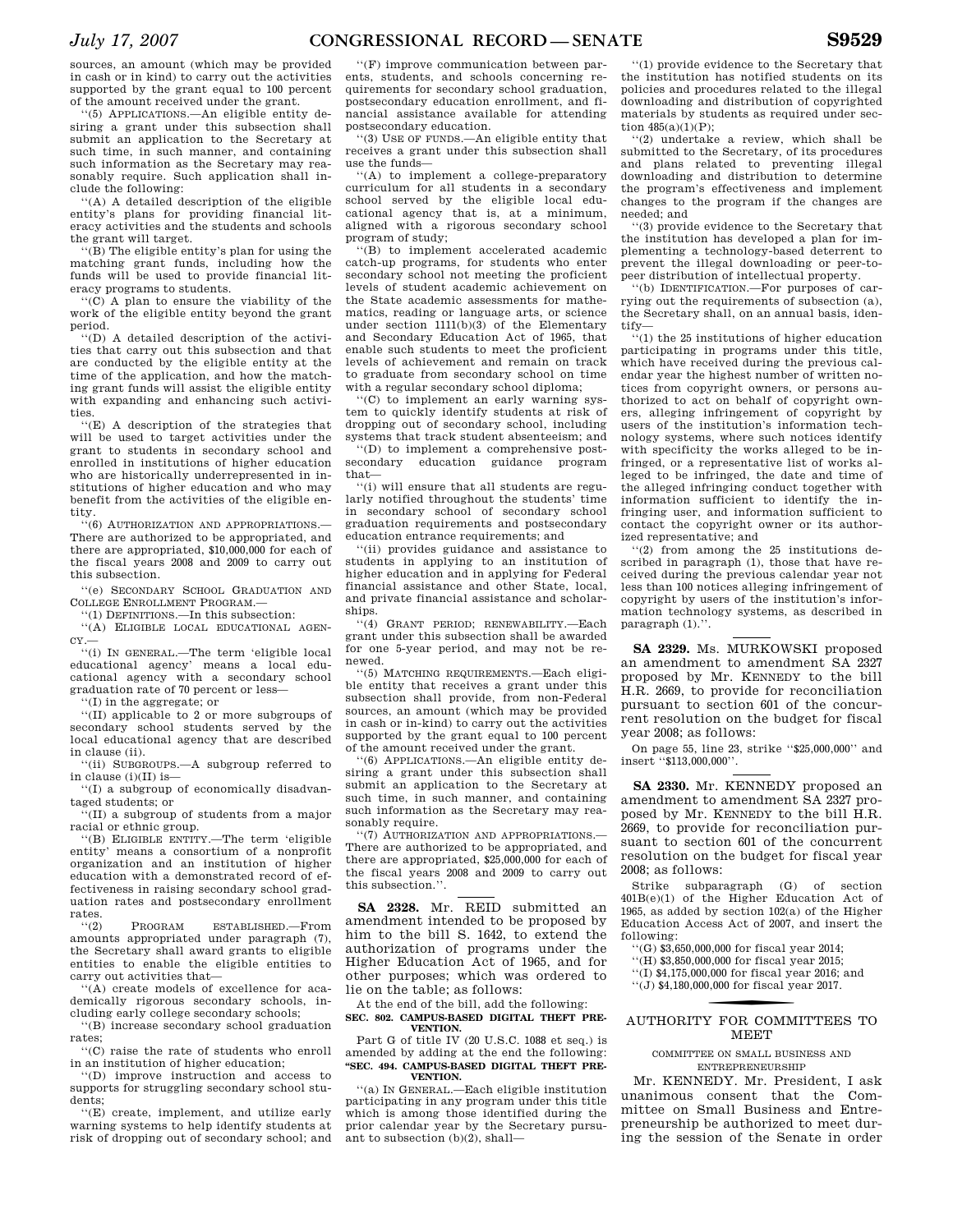sources, an amount (which may be provided in cash or in kind) to carry out the activities supported by the grant equal to 100 percent of the amount received under the grant.

''(5) APPLICATIONS.—An eligible entity desiring a grant under this subsection shall submit an application to the Secretary at such time, in such manner, and containing such information as the Secretary may reasonably require. Such application shall include the following:

''(A) A detailed description of the eligible entity's plans for providing financial literacy activities and the students and schools the grant will target.

''(B) The eligible entity's plan for using the matching grant funds, including how the funds will be used to provide financial literacy programs to students.

''(C) A plan to ensure the viability of the work of the eligible entity beyond the grant period.

''(D) A detailed description of the activities that carry out this subsection and that are conducted by the eligible entity at the time of the application, and how the matching grant funds will assist the eligible entity with expanding and enhancing such activities.

''(E) A description of the strategies that will be used to target activities under the grant to students in secondary school and enrolled in institutions of higher education who are historically underrepresented in institutions of higher education and who may benefit from the activities of the eligible entity.

''(6) AUTHORIZATION AND APPROPRIATIONS.—There are authorized to be appropriated, and there are appropriated, $10,000,000 for each of the fiscal years 2008 and 2009 to carry out this subsection.

''(e) SECONDARY SCHOOL GRADUATION AND COLLEGE ENROLLMENT PROGRAM.—

''(1) DEFINITIONS.—In this subsection:

''(A) ELIGIBLE LOCAL EDUCATIONAL AGENCY.—

''(i) IN GENERAL.—The term 'eligible local educational agency' means a local educational agency with a secondary school graduation rate of 70 percent or less—

''(I) in the aggregate; or

''(II) applicable to 2 or more subgroups of secondary school students served by the local educational agency that are described in clause (ii).

''(ii) SUBGROUPS.—A subgroup referred to in clause (i)(II) is—

''(I) a subgroup of economically disadvantaged students; or

''(II) a subgroup of students from a major racial or ethnic group.

''(B) ELIGIBLE ENTITY.—The term 'eligible entity' means a consortium of a nonprofit organization and an institution of higher education with a demonstrated record of effectiveness in raising secondary school graduation rates and postsecondary enrollment rates.

''(2) PROGRAM ESTABLISHED.—From amounts appropriated under paragraph (7), the Secretary shall award grants to eligible entities to enable the eligible entities to carry out activities that—

''(A) create models of excellence for academically rigorous secondary schools, including early college secondary schools;

''(B) increase secondary school graduation rates;

''(C) raise the rate of students who enroll in an institution of higher education;

''(D) improve instruction and access to supports for struggling secondary school students;

''(E) create, implement, and utilize early warning systems to help identify students at risk of dropping out of secondary school; and

''(F) improve communication between parents, students, and schools concerning requirements for secondary school graduation, postsecondary education enrollment, and financial assistance available for attending postsecondary education.

''(3) USE OF FUNDS.—An eligible entity that receives a grant under this subsection shall use the funds—

''(A) to implement a college-preparatory curriculum for all students in a secondary school served by the eligible local educational agency that is, at a minimum, aligned with a rigorous secondary school program of study;

''(B) to implement accelerated academic catch-up programs, for students who enter secondary school not meeting the proficient levels of student academic achievement on the State academic assessments for mathematics, reading or language arts, or science under section 1111(b)(3) of the Elementary and Secondary Education Act of 1965, that enable such students to meet the proficient levels of achievement and remain on track to graduate from secondary school on time with a regular secondary school diploma;

''(C) to implement an early warning system to quickly identify students at risk of dropping out of secondary school, including systems that track student absenteeism; and

''(D) to implement a comprehensive postsecondary education guidance program that—

''(i) will ensure that all students are regularly notified throughout the students' time in secondary school of secondary school graduation requirements and postsecondary education entrance requirements; and

''(ii) provides guidance and assistance to students in applying to an institution of higher education and in applying for Federal financial assistance and other State, local, and private financial assistance and scholarships.

''(4) GRANT PERIOD; RENEWABILITY.—Each grant under this subsection shall be awarded for one 5-year period, and may not be renewed.

''(5) MATCHING REQUIREMENTS.—Each eligible entity that receives a grant under this subsection shall provide, from non-Federal sources, an amount (which may be provided in cash or in-kind) to carry out the activities supported by the grant equal to 100 percent of the amount received under the grant.

''(6) APPLICATIONS.—An eligible entity desiring a grant under this subsection shall submit an application to the Secretary at such time, in such manner, and containing such information as the Secretary may reasonably require.

''(7) AUTHORIZATION AND APPROPRIATIONS.—There are authorized to be appropriated, and there are appropriated, $25,000,000 for each of the fiscal years 2008 and 2009 to carry out this subsection.''.

**SA 2328.** Mr. REID submitted an amendment intended to be proposed by him to the bill S. 1642, to extend the authorization of programs under the Higher Education Act of 1965, and for other purposes; which was ordered to lie on the table; as follows:

At the end of the bill, add the following:

**SEC. 802. CAMPUS-BASED DIGITAL THEFT PREVENTION.**

Part G of title IV (20 U.S.C. 1088 et seq.) is amended by adding at the end the following:

**"SEC. 494. CAMPUS-BASED DIGITAL THEFT PREVENTION.**

''(a) IN GENERAL.—Each eligible institution participating in any program under this title which is among those identified during the prior calendar year by the Secretary pursuant to subsection (b)(2), shall—

''(1) provide evidence to the Secretary that the institution has notified students on its policies and procedures related to the illegal downloading and distribution of copyrighted materials by students as required under section 485(a)(1)(P);

''(2) undertake a review, which shall be submitted to the Secretary, of its procedures and plans related to preventing illegal downloading and distribution to determine the program's effectiveness and implement changes to the program if the changes are needed; and

''(3) provide evidence to the Secretary that the institution has developed a plan for implementing a technology-based deterrent to prevent the illegal downloading or peer-to-peer distribution of intellectual property.

''(b) IDENTIFICATION.—For purposes of carrying out the requirements of subsection (a), the Secretary shall, on an annual basis, identify—

''(1) the 25 institutions of higher education participating in programs under this title, which have received during the previous calendar year the highest number of written notices from copyright owners, or persons authorized to act on behalf of copyright owners, alleging infringement of copyright by users of the institution's information technology systems, where such notices identify with specificity the works alleged to be infringed, or a representative list of works alleged to be infringed, the date and time of the alleged infringing conduct together with information sufficient to identify the infringing user, and information sufficient to contact the copyright owner or its authorized representative; and

''(2) from among the 25 institutions described in paragraph (1), those that have received during the previous calendar year not less than 100 notices alleging infringement of copyright by users of the institution's information technology systems, as described in paragraph (1).''.

**SA 2329.** Ms. MURKOWSKI proposed an amendment to amendment SA 2327 proposed by Mr. KENNEDY to the bill H.R. 2669, to provide for reconciliation pursuant to section 601 of the concurrent resolution on the budget for fiscal year 2008; as follows:

On page 55, line 23, strike ''$25,000,000'' and insert ''$113,000,000''.

**SA 2330.** Mr. KENNEDY proposed an amendment to amendment SA 2327 proposed by Mr. KENNEDY to the bill H.R. 2669, to provide for reconciliation pursuant to section 601 of the concurrent resolution on the budget for fiscal year 2008; as follows:

Strike subparagraph (G) of section 401B(e)(1) of the Higher Education Act of 1965, as added by section 102(a) of the Higher Education Access Act of 2007, and insert the following:

''(G) $3,650,000,000 for fiscal year 2014;

''(H) $3,850,000,000 for fiscal year 2015;

''(I) $4,175,000,000 for fiscal year 2016; and

''(J) $4,180,000,000 for fiscal year 2017.

## AUTHORITY FOR COMMITTEES TO MEET

### COMMITTEE ON SMALL BUSINESS AND ENTREPRENEURSHIP

Mr. KENNEDY. Mr. President, I ask unanimous consent that the Committee on Small Business and Entrepreneurship be authorized to meet during the session of the Senate in order